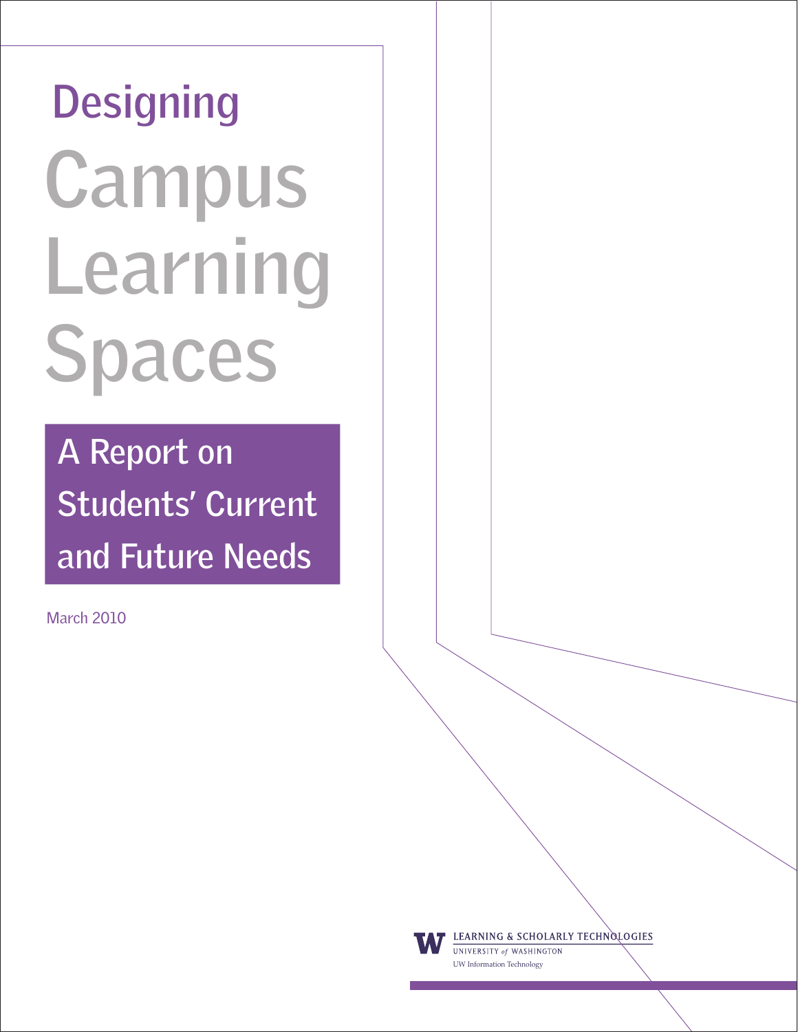# Designing Campus Learning Spaces

## A Report on Students' Current and Future Needs

March 2010

LEARNING & SCHOLARLY TECHNOLOGIES
UNIVERSITY *of* WASHINGTON
UW Information Technology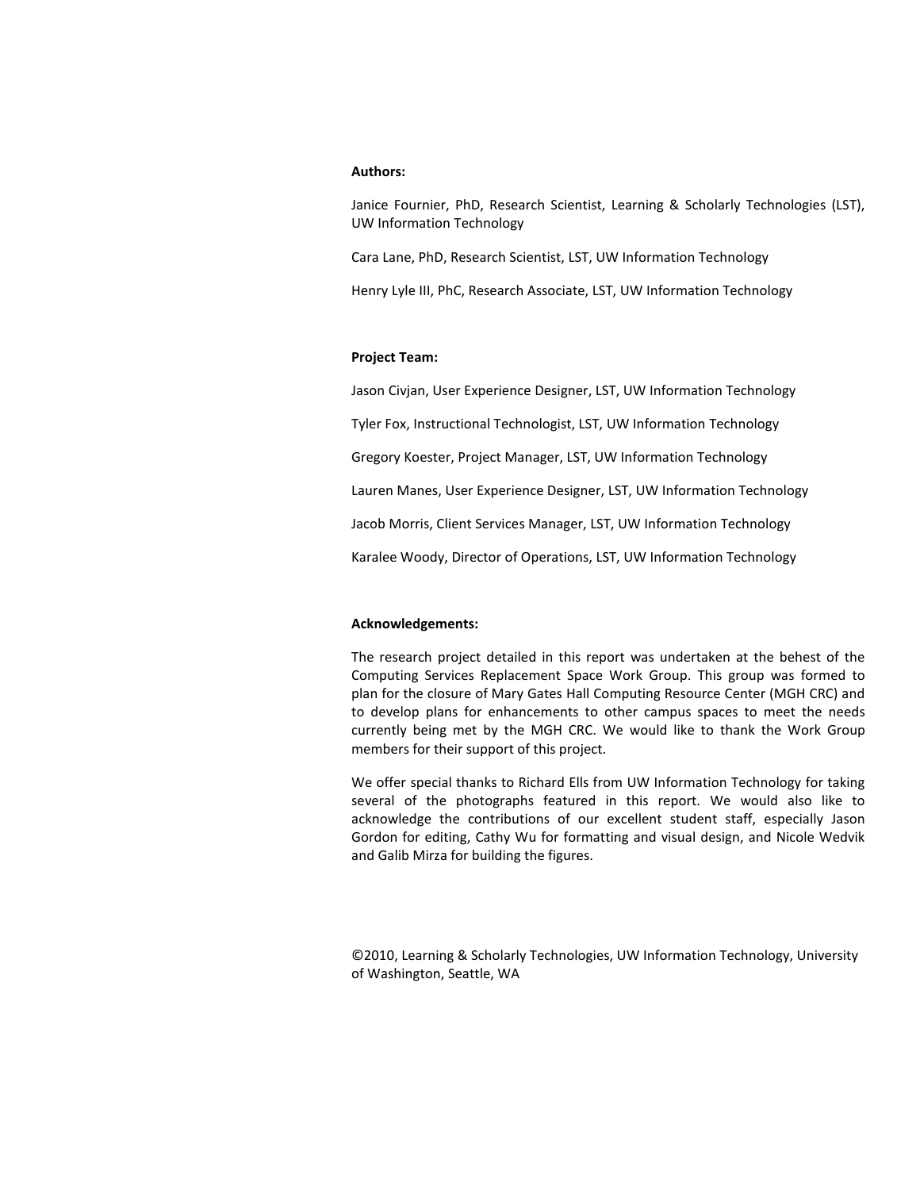**Authors:**

Janice Fournier, PhD, Research Scientist, Learning & Scholarly Technologies (LST), UW Information Technology

Cara Lane, PhD, Research Scientist, LST, UW Information Technology

Henry Lyle III, PhC, Research Associate, LST, UW Information Technology

**Project Team:**

Jason Civjan, User Experience Designer, LST, UW Information Technology

Tyler Fox, Instructional Technologist, LST, UW Information Technology

Gregory Koester, Project Manager, LST, UW Information Technology

Lauren Manes, User Experience Designer, LST, UW Information Technology

Jacob Morris, Client Services Manager, LST, UW Information Technology

Karalee Woody, Director of Operations, LST, UW Information Technology

**Acknowledgements:**

The research project detailed in this report was undertaken at the behest of the Computing Services Replacement Space Work Group. This group was formed to plan for the closure of Mary Gates Hall Computing Resource Center (MGH CRC) and to develop plans for enhancements to other campus spaces to meet the needs currently being met by the MGH CRC. We would like to thank the Work Group members for their support of this project.

We offer special thanks to Richard Ells from UW Information Technology for taking several of the photographs featured in this report. We would also like to acknowledge the contributions of our excellent student staff, especially Jason Gordon for editing, Cathy Wu for formatting and visual design, and Nicole Wedvik and Galib Mirza for building the figures.

©2010, Learning & Scholarly Technologies, UW Information Technology, University of Washington, Seattle, WA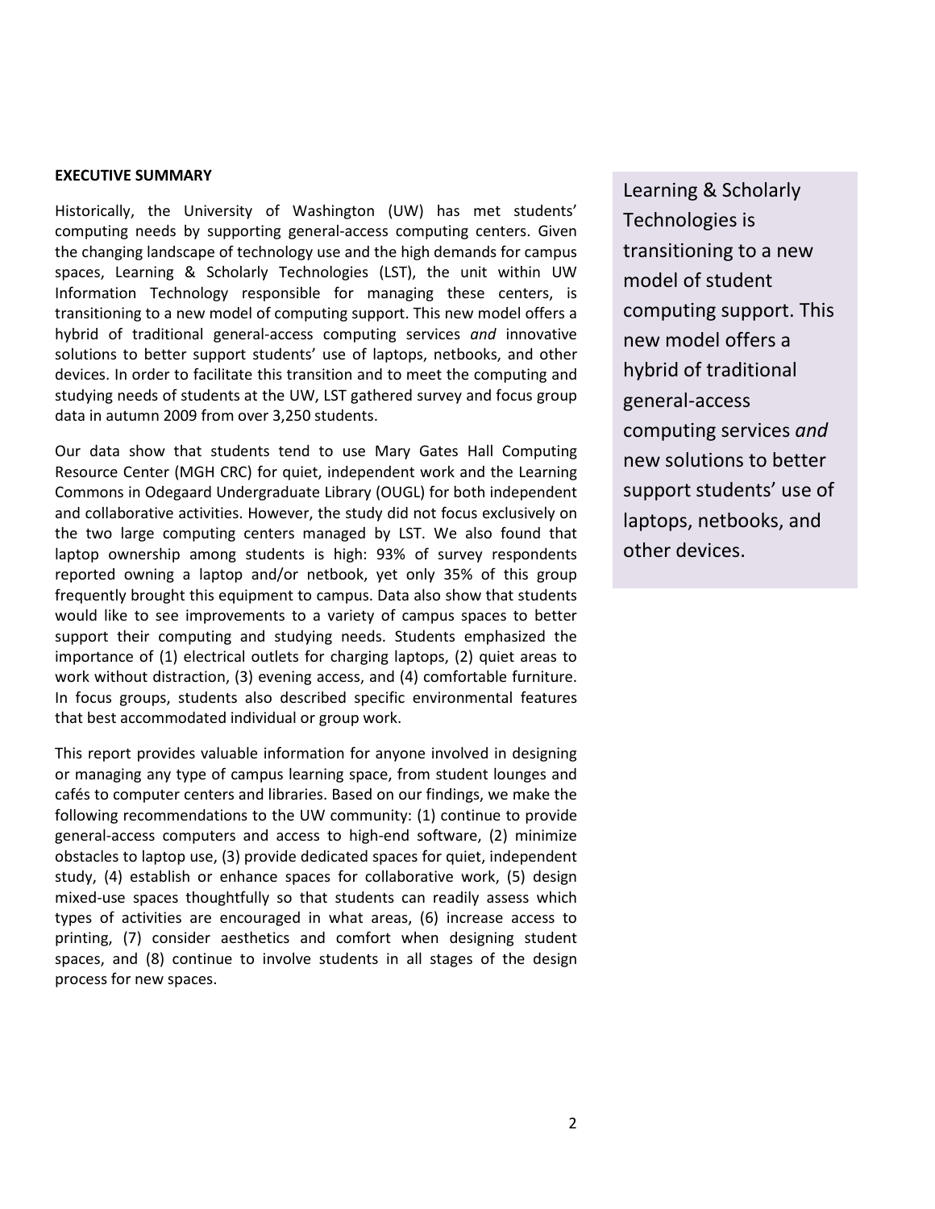## EXECUTIVE SUMMARY

Historically, the University of Washington (UW) has met students' computing needs by supporting general-access computing centers. Given the changing landscape of technology use and the high demands for campus spaces, Learning & Scholarly Technologies (LST), the unit within UW Information Technology responsible for managing these centers, is transitioning to a new model of computing support. This new model offers a hybrid of traditional general-access computing services *and* innovative solutions to better support students' use of laptops, netbooks, and other devices. In order to facilitate this transition and to meet the computing and studying needs of students at the UW, LST gathered survey and focus group data in autumn 2009 from over 3,250 students.

Our data show that students tend to use Mary Gates Hall Computing Resource Center (MGH CRC) for quiet, independent work and the Learning Commons in Odegaard Undergraduate Library (OUGL) for both independent and collaborative activities. However, the study did not focus exclusively on the two large computing centers managed by LST. We also found that laptop ownership among students is high: 93% of survey respondents reported owning a laptop and/or netbook, yet only 35% of this group frequently brought this equipment to campus. Data also show that students would like to see improvements to a variety of campus spaces to better support their computing and studying needs. Students emphasized the importance of (1) electrical outlets for charging laptops, (2) quiet areas to work without distraction, (3) evening access, and (4) comfortable furniture. In focus groups, students also described specific environmental features that best accommodated individual or group work.

This report provides valuable information for anyone involved in designing or managing any type of campus learning space, from student lounges and cafés to computer centers and libraries. Based on our findings, we make the following recommendations to the UW community: (1) continue to provide general-access computers and access to high-end software, (2) minimize obstacles to laptop use, (3) provide dedicated spaces for quiet, independent study, (4) establish or enhance spaces for collaborative work, (5) design mixed-use spaces thoughtfully so that students can readily assess which types of activities are encouraged in what areas, (6) increase access to printing, (7) consider aesthetics and comfort when designing student spaces, and (8) continue to involve students in all stages of the design process for new spaces.

> Learning & Scholarly Technologies is transitioning to a new model of student computing support. This new model offers a hybrid of traditional general-access computing services *and* new solutions to better support students' use of laptops, netbooks, and other devices.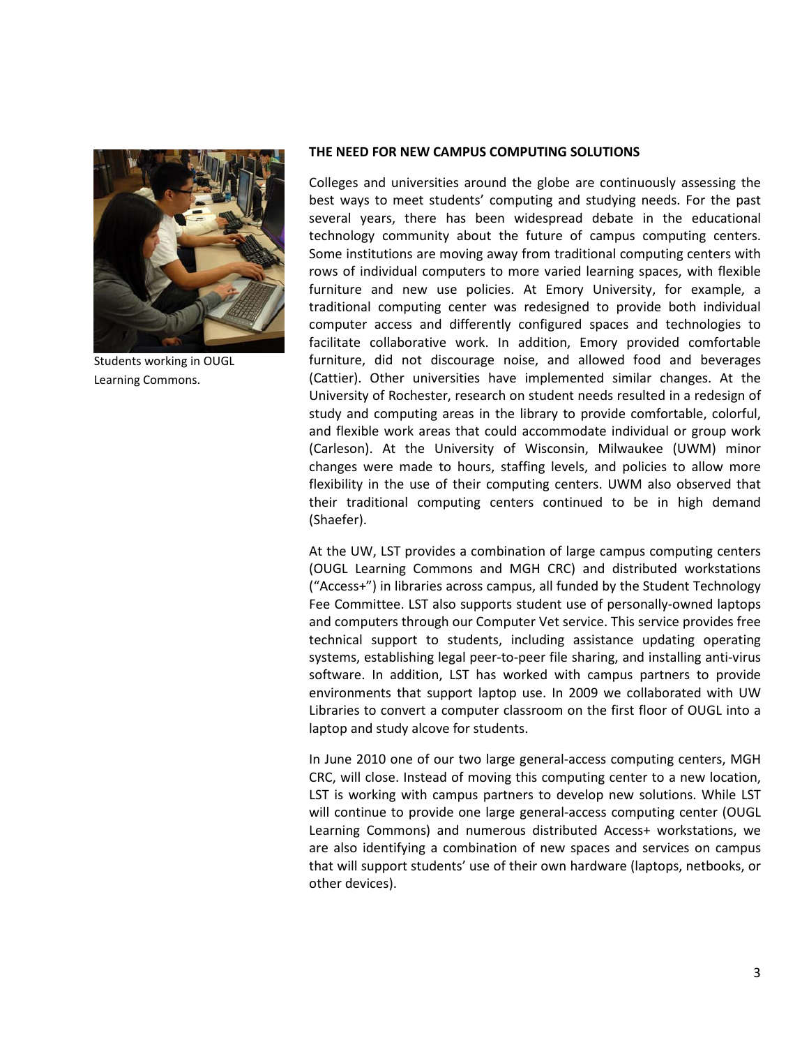Students working in OUGL Learning Commons.

## THE NEED FOR NEW CAMPUS COMPUTING SOLUTIONS

Colleges and universities around the globe are continuously assessing the best ways to meet students' computing and studying needs. For the past several years, there has been widespread debate in the educational technology community about the future of campus computing centers. Some institutions are moving away from traditional computing centers with rows of individual computers to more varied learning spaces, with flexible furniture and new use policies. At Emory University, for example, a traditional computing center was redesigned to provide both individual computer access and differently configured spaces and technologies to facilitate collaborative work. In addition, Emory provided comfortable furniture, did not discourage noise, and allowed food and beverages (Cattier). Other universities have implemented similar changes. At the University of Rochester, research on student needs resulted in a redesign of study and computing areas in the library to provide comfortable, colorful, and flexible work areas that could accommodate individual or group work (Carleson). At the University of Wisconsin, Milwaukee (UWM) minor changes were made to hours, staffing levels, and policies to allow more flexibility in the use of their computing centers. UWM also observed that their traditional computing centers continued to be in high demand (Shaefer).

At the UW, LST provides a combination of large campus computing centers (OUGL Learning Commons and MGH CRC) and distributed workstations ("Access+") in libraries across campus, all funded by the Student Technology Fee Committee. LST also supports student use of personally-owned laptops and computers through our Computer Vet service. This service provides free technical support to students, including assistance updating operating systems, establishing legal peer-to-peer file sharing, and installing anti-virus software. In addition, LST has worked with campus partners to provide environments that support laptop use. In 2009 we collaborated with UW Libraries to convert a computer classroom on the first floor of OUGL into a laptop and study alcove for students.

In June 2010 one of our two large general-access computing centers, MGH CRC, will close. Instead of moving this computing center to a new location, LST is working with campus partners to develop new solutions. While LST will continue to provide one large general-access computing center (OUGL Learning Commons) and numerous distributed Access+ workstations, we are also identifying a combination of new spaces and services on campus that will support students' use of their own hardware (laptops, netbooks, or other devices).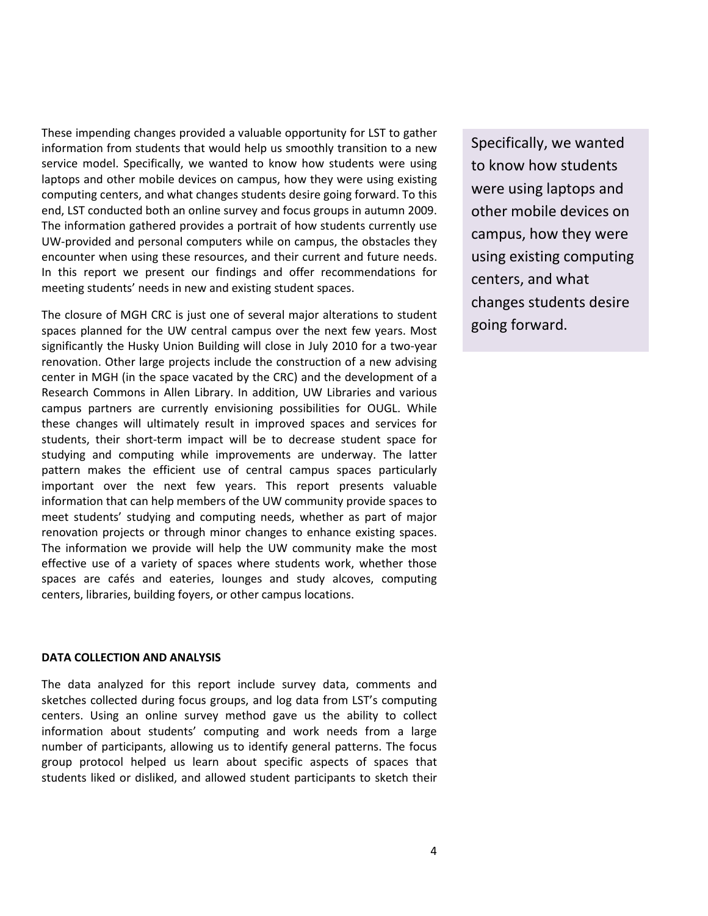These impending changes provided a valuable opportunity for LST to gather information from students that would help us smoothly transition to a new service model. Specifically, we wanted to know how students were using laptops and other mobile devices on campus, how they were using existing computing centers, and what changes students desire going forward. To this end, LST conducted both an online survey and focus groups in autumn 2009. The information gathered provides a portrait of how students currently use UW-provided and personal computers while on campus, the obstacles they encounter when using these resources, and their current and future needs. In this report we present our findings and offer recommendations for meeting students' needs in new and existing student spaces.

> Specifically, we wanted to know how students were using laptops and other mobile devices on campus, how they were using existing computing centers, and what changes students desire going forward.

The closure of MGH CRC is just one of several major alterations to student spaces planned for the UW central campus over the next few years. Most significantly the Husky Union Building will close in July 2010 for a two-year renovation. Other large projects include the construction of a new advising center in MGH (in the space vacated by the CRC) and the development of a Research Commons in Allen Library. In addition, UW Libraries and various campus partners are currently envisioning possibilities for OUGL. While these changes will ultimately result in improved spaces and services for students, their short-term impact will be to decrease student space for studying and computing while improvements are underway. The latter pattern makes the efficient use of central campus spaces particularly important over the next few years. This report presents valuable information that can help members of the UW community provide spaces to meet students' studying and computing needs, whether as part of major renovation projects or through minor changes to enhance existing spaces. The information we provide will help the UW community make the most effective use of a variety of spaces where students work, whether those spaces are cafés and eateries, lounges and study alcoves, computing centers, libraries, building foyers, or other campus locations.

## DATA COLLECTION AND ANALYSIS

The data analyzed for this report include survey data, comments and sketches collected during focus groups, and log data from LST's computing centers. Using an online survey method gave us the ability to collect information about students' computing and work needs from a large number of participants, allowing us to identify general patterns. The focus group protocol helped us learn about specific aspects of spaces that students liked or disliked, and allowed student participants to sketch their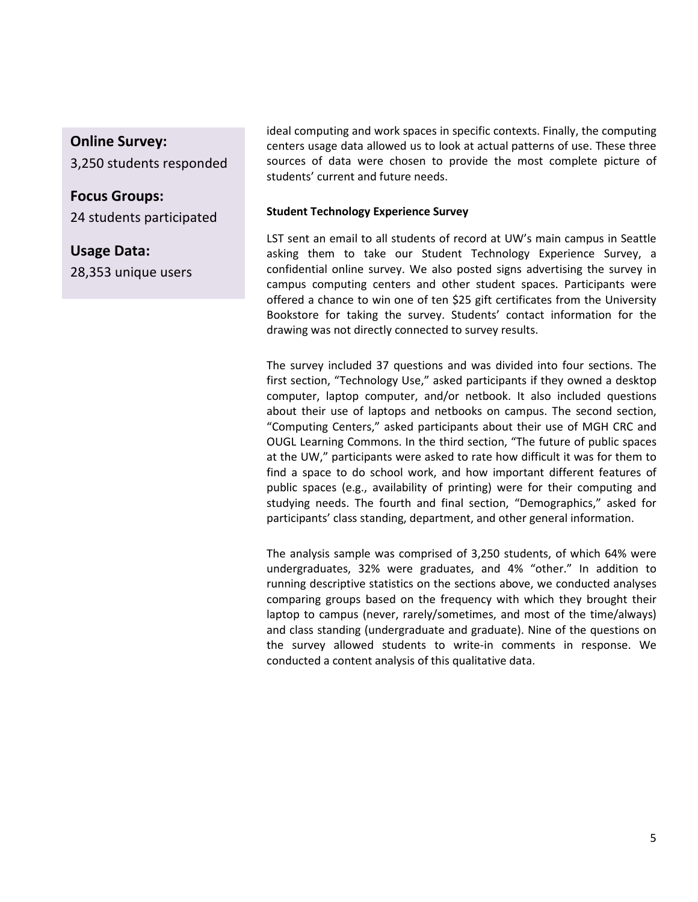**Online Survey:**
3,250 students responded

**Focus Groups:**
24 students participated

**Usage Data:**
28,353 unique users

ideal computing and work spaces in specific contexts. Finally, the computing centers usage data allowed us to look at actual patterns of use. These three sources of data were chosen to provide the most complete picture of students' current and future needs.

**Student Technology Experience Survey**

LST sent an email to all students of record at UW's main campus in Seattle asking them to take our Student Technology Experience Survey, a confidential online survey. We also posted signs advertising the survey in campus computing centers and other student spaces. Participants were offered a chance to win one of ten $25 gift certificates from the University Bookstore for taking the survey. Students' contact information for the drawing was not directly connected to survey results.

The survey included 37 questions and was divided into four sections. The first section, "Technology Use," asked participants if they owned a desktop computer, laptop computer, and/or netbook. It also included questions about their use of laptops and netbooks on campus. The second section, "Computing Centers," asked participants about their use of MGH CRC and OUGL Learning Commons. In the third section, "The future of public spaces at the UW," participants were asked to rate how difficult it was for them to find a space to do school work, and how important different features of public spaces (e.g., availability of printing) were for their computing and studying needs. The fourth and final section, "Demographics," asked for participants' class standing, department, and other general information.

The analysis sample was comprised of 3,250 students, of which 64% were undergraduates, 32% were graduates, and 4% "other." In addition to running descriptive statistics on the sections above, we conducted analyses comparing groups based on the frequency with which they brought their laptop to campus (never, rarely/sometimes, and most of the time/always) and class standing (undergraduate and graduate). Nine of the questions on the survey allowed students to write-in comments in response. We conducted a content analysis of this qualitative data.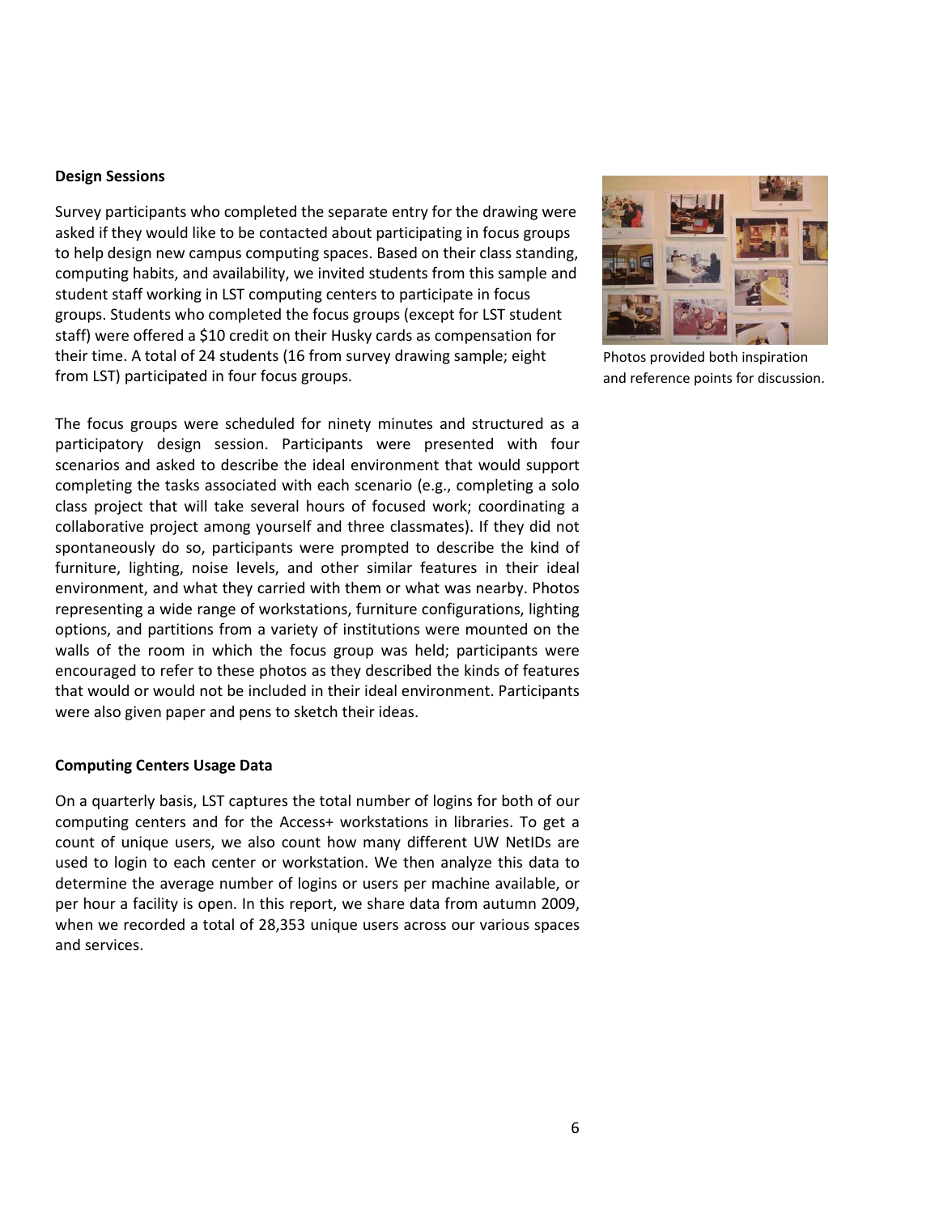### Design Sessions

Survey participants who completed the separate entry for the drawing were asked if they would like to be contacted about participating in focus groups to help design new campus computing spaces. Based on their class standing, computing habits, and availability, we invited students from this sample and student staff working in LST computing centers to participate in focus groups. Students who completed the focus groups (except for LST student staff) were offered a $10 credit on their Husky cards as compensation for their time. A total of 24 students (16 from survey drawing sample; eight from LST) participated in four focus groups.

Photos provided both inspiration and reference points for discussion.

The focus groups were scheduled for ninety minutes and structured as a participatory design session. Participants were presented with four scenarios and asked to describe the ideal environment that would support completing the tasks associated with each scenario (e.g., completing a solo class project that will take several hours of focused work; coordinating a collaborative project among yourself and three classmates). If they did not spontaneously do so, participants were prompted to describe the kind of furniture, lighting, noise levels, and other similar features in their ideal environment, and what they carried with them or what was nearby. Photos representing a wide range of workstations, furniture configurations, lighting options, and partitions from a variety of institutions were mounted on the walls of the room in which the focus group was held; participants were encouraged to refer to these photos as they described the kinds of features that would or would not be included in their ideal environment. Participants were also given paper and pens to sketch their ideas.

### Computing Centers Usage Data

On a quarterly basis, LST captures the total number of logins for both of our computing centers and for the Access+ workstations in libraries. To get a count of unique users, we also count how many different UW NetIDs are used to login to each center or workstation. We then analyze this data to determine the average number of logins or users per machine available, or per hour a facility is open. In this report, we share data from autumn 2009, when we recorded a total of 28,353 unique users across our various spaces and services.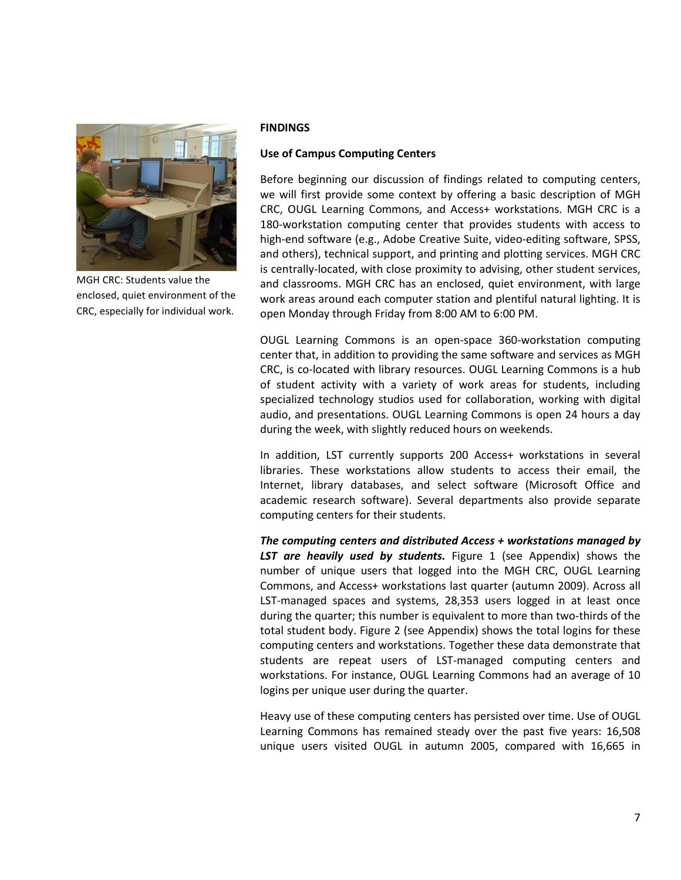MGH CRC: Students value the enclosed, quiet environment of the CRC, especially for individual work.

## FINDINGS

### Use of Campus Computing Centers

Before beginning our discussion of findings related to computing centers, we will first provide some context by offering a basic description of MGH CRC, OUGL Learning Commons, and Access+ workstations. MGH CRC is a 180-workstation computing center that provides students with access to high-end software (e.g., Adobe Creative Suite, video-editing software, SPSS, and others), technical support, and printing and plotting services. MGH CRC is centrally-located, with close proximity to advising, other student services, and classrooms. MGH CRC has an enclosed, quiet environment, with large work areas around each computer station and plentiful natural lighting. It is open Monday through Friday from 8:00 AM to 6:00 PM.

OUGL Learning Commons is an open-space 360-workstation computing center that, in addition to providing the same software and services as MGH CRC, is co-located with library resources. OUGL Learning Commons is a hub of student activity with a variety of work areas for students, including specialized technology studios used for collaboration, working with digital audio, and presentations. OUGL Learning Commons is open 24 hours a day during the week, with slightly reduced hours on weekends.

In addition, LST currently supports 200 Access+ workstations in several libraries. These workstations allow students to access their email, the Internet, library databases, and select software (Microsoft Office and academic research software). Several departments also provide separate computing centers for their students.

***The computing centers and distributed Access + workstations managed by LST are heavily used by students.*** Figure 1 (see Appendix) shows the number of unique users that logged into the MGH CRC, OUGL Learning Commons, and Access+ workstations last quarter (autumn 2009). Across all LST-managed spaces and systems, 28,353 users logged in at least once during the quarter; this number is equivalent to more than two-thirds of the total student body. Figure 2 (see Appendix) shows the total logins for these computing centers and workstations. Together these data demonstrate that students are repeat users of LST-managed computing centers and workstations. For instance, OUGL Learning Commons had an average of 10 logins per unique user during the quarter.

Heavy use of these computing centers has persisted over time. Use of OUGL Learning Commons has remained steady over the past five years: 16,508 unique users visited OUGL in autumn 2005, compared with 16,665 in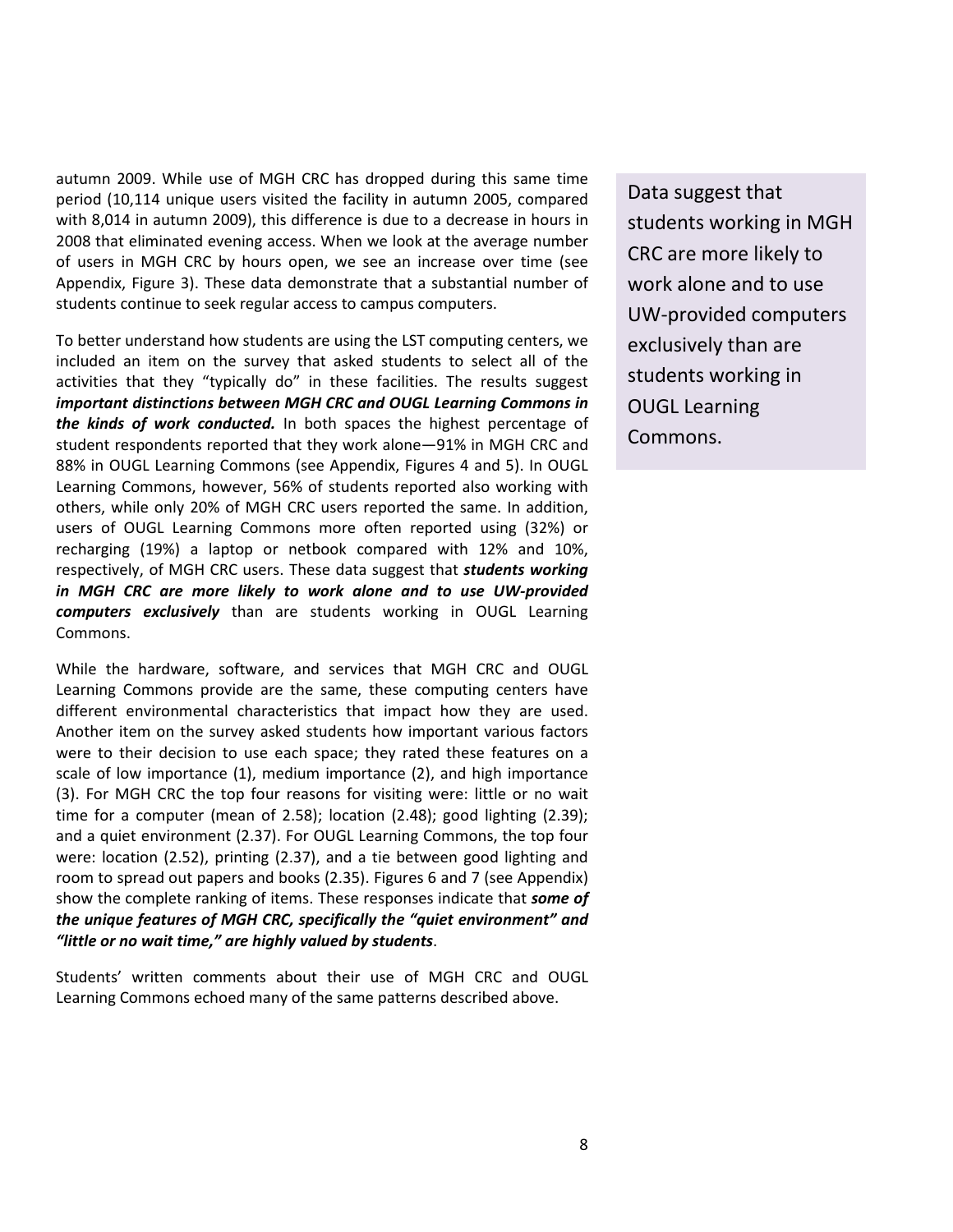autumn 2009. While use of MGH CRC has dropped during this same time period (10,114 unique users visited the facility in autumn 2005, compared with 8,014 in autumn 2009), this difference is due to a decrease in hours in 2008 that eliminated evening access. When we look at the average number of users in MGH CRC by hours open, we see an increase over time (see Appendix, Figure 3). These data demonstrate that a substantial number of students continue to seek regular access to campus computers.

To better understand how students are using the LST computing centers, we included an item on the survey that asked students to select all of the activities that they "typically do" in these facilities. The results suggest ***important distinctions between MGH CRC and OUGL Learning Commons in the kinds of work conducted.*** In both spaces the highest percentage of student respondents reported that they work alone—91% in MGH CRC and 88% in OUGL Learning Commons (see Appendix, Figures 4 and 5). In OUGL Learning Commons, however, 56% of students reported also working with others, while only 20% of MGH CRC users reported the same. In addition, users of OUGL Learning Commons more often reported using (32%) or recharging (19%) a laptop or netbook compared with 12% and 10%, respectively, of MGH CRC users. These data suggest that ***students working in MGH CRC are more likely to work alone and to use UW-provided computers exclusively*** than are students working in OUGL Learning Commons.

> Data suggest that students working in MGH CRC are more likely to work alone and to use UW-provided computers exclusively than are students working in OUGL Learning Commons.

While the hardware, software, and services that MGH CRC and OUGL Learning Commons provide are the same, these computing centers have different environmental characteristics that impact how they are used. Another item on the survey asked students how important various factors were to their decision to use each space; they rated these features on a scale of low importance (1), medium importance (2), and high importance (3). For MGH CRC the top four reasons for visiting were: little or no wait time for a computer (mean of 2.58); location (2.48); good lighting (2.39); and a quiet environment (2.37). For OUGL Learning Commons, the top four were: location (2.52), printing (2.37), and a tie between good lighting and room to spread out papers and books (2.35). Figures 6 and 7 (see Appendix) show the complete ranking of items. These responses indicate that ***some of the unique features of MGH CRC, specifically the "quiet environment" and "little or no wait time," are highly valued by students***.

Students' written comments about their use of MGH CRC and OUGL Learning Commons echoed many of the same patterns described above.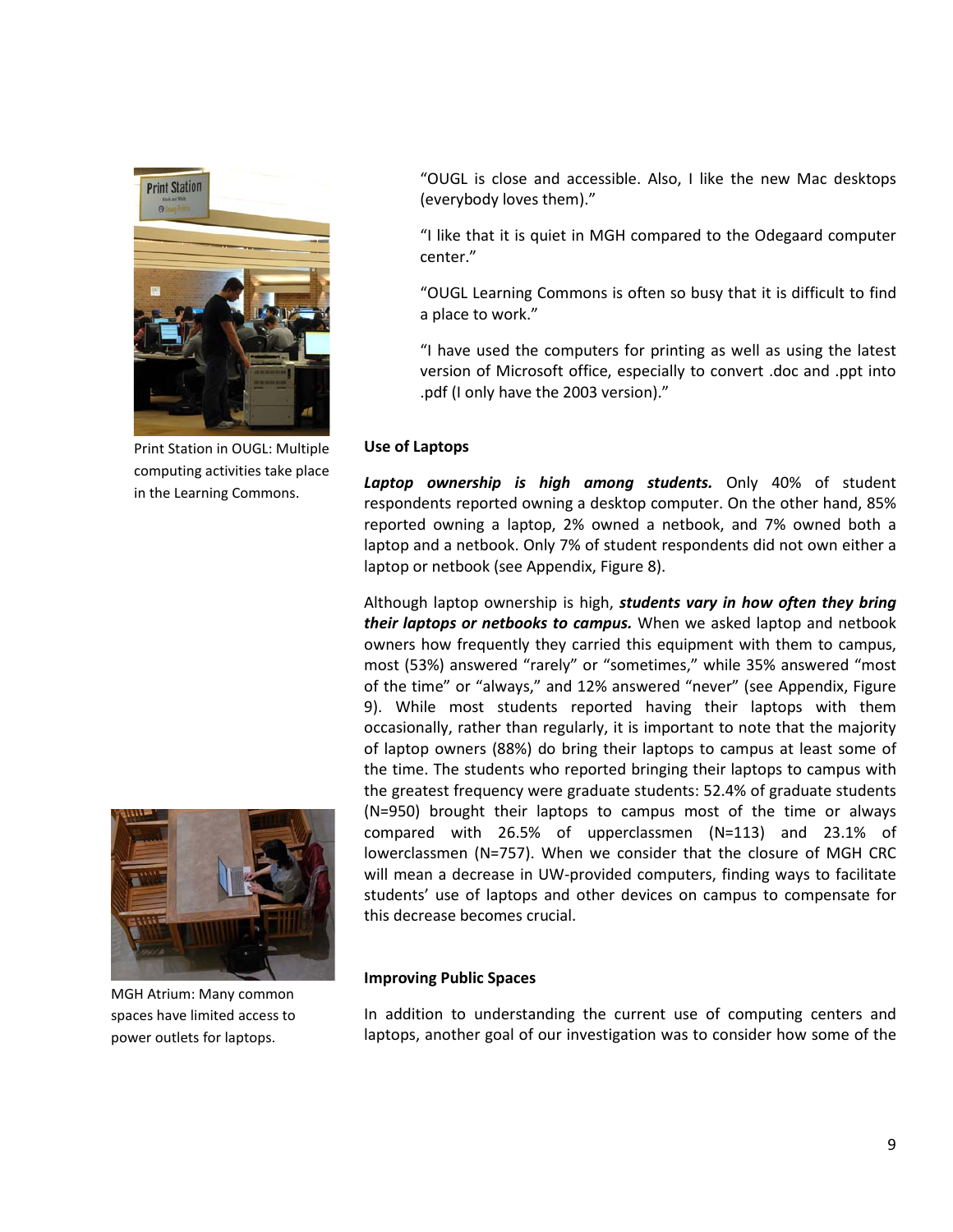"OUGL is close and accessible. Also, I like the new Mac desktops (everybody loves them)."

"I like that it is quiet in MGH compared to the Odegaard computer center."

"OUGL Learning Commons is often so busy that it is difficult to find a place to work."

"I have used the computers for printing as well as using the latest version of Microsoft office, especially to convert .doc and .ppt into .pdf (I only have the 2003 version)."

Print Station in OUGL: Multiple computing activities take place in the Learning Commons.

**Use of Laptops**

***Laptop ownership is high among students.*** Only 40% of student respondents reported owning a desktop computer. On the other hand, 85% reported owning a laptop, 2% owned a netbook, and 7% owned both a laptop and a netbook. Only 7% of student respondents did not own either a laptop or netbook (see Appendix, Figure 8).

Although laptop ownership is high, ***students vary in how often they bring their laptops or netbooks to campus.*** When we asked laptop and netbook owners how frequently they carried this equipment with them to campus, most (53%) answered "rarely" or "sometimes," while 35% answered "most of the time" or "always," and 12% answered "never" (see Appendix, Figure 9). While most students reported having their laptops with them occasionally, rather than regularly, it is important to note that the majority of laptop owners (88%) do bring their laptops to campus at least some of the time. The students who reported bringing their laptops to campus with the greatest frequency were graduate students: 52.4% of graduate students (N=950) brought their laptops to campus most of the time or always compared with 26.5% of upperclassmen (N=113) and 23.1% of lowerclassmen (N=757). When we consider that the closure of MGH CRC will mean a decrease in UW-provided computers, finding ways to facilitate students' use of laptops and other devices on campus to compensate for this decrease becomes crucial.

MGH Atrium: Many common spaces have limited access to power outlets for laptops.

**Improving Public Spaces**

In addition to understanding the current use of computing centers and laptops, another goal of our investigation was to consider how some of the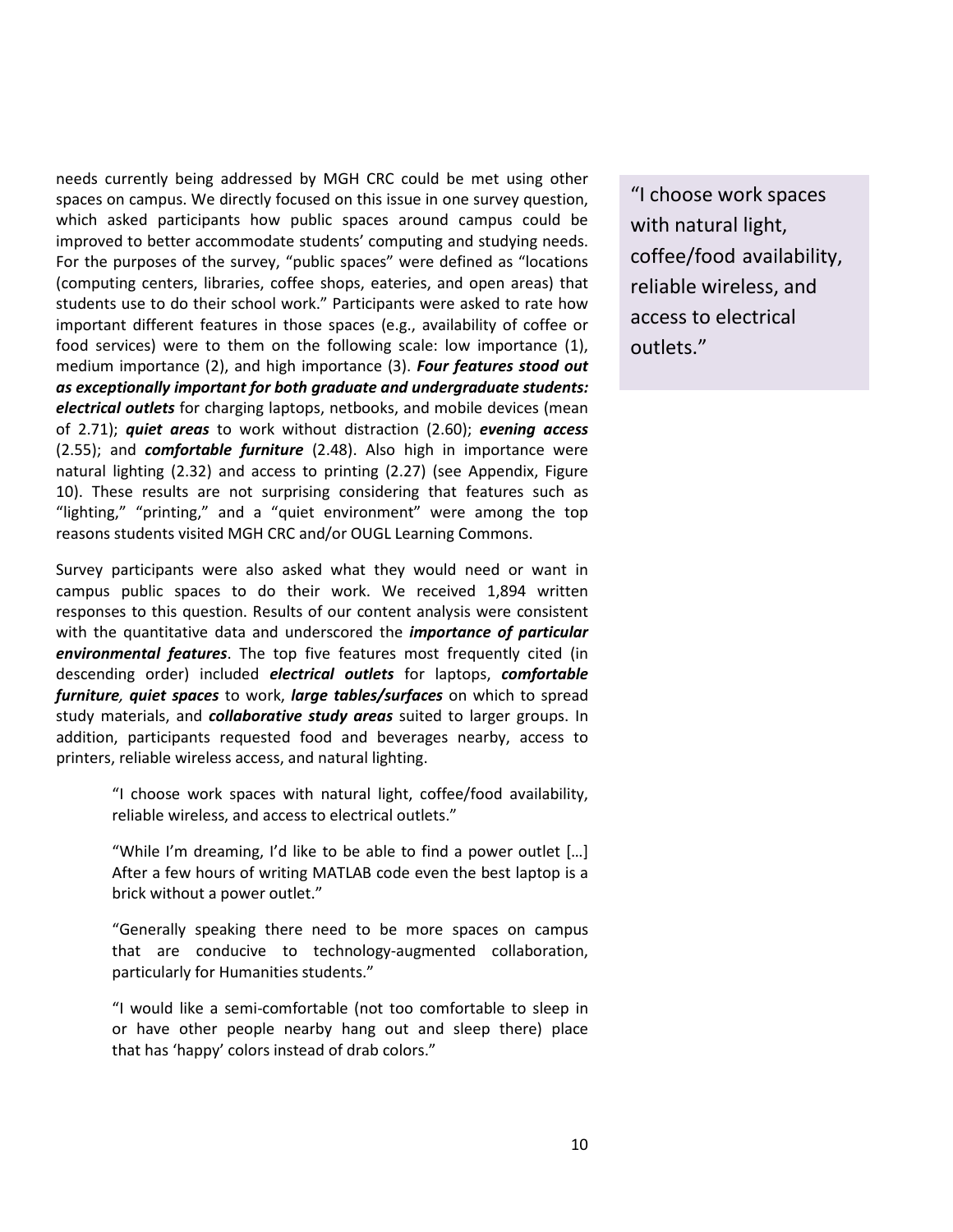needs currently being addressed by MGH CRC could be met using other spaces on campus. We directly focused on this issue in one survey question, which asked participants how public spaces around campus could be improved to better accommodate students' computing and studying needs. For the purposes of the survey, "public spaces" were defined as "locations (computing centers, libraries, coffee shops, eateries, and open areas) that students use to do their school work." Participants were asked to rate how important different features in those spaces (e.g., availability of coffee or food services) were to them on the following scale: low importance (1), medium importance (2), and high importance (3). ***Four features stood out as exceptionally important for both graduate and undergraduate students: electrical outlets*** for charging laptops, netbooks, and mobile devices (mean of 2.71); ***quiet areas*** to work without distraction (2.60); ***evening access*** (2.55); and ***comfortable furniture*** (2.48). Also high in importance were natural lighting (2.32) and access to printing (2.27) (see Appendix, Figure 10). These results are not surprising considering that features such as "lighting," "printing," and a "quiet environment" were among the top reasons students visited MGH CRC and/or OUGL Learning Commons.

Survey participants were also asked what they would need or want in campus public spaces to do their work. We received 1,894 written responses to this question. Results of our content analysis were consistent with the quantitative data and underscored the ***importance of particular environmental features***. The top five features most frequently cited (in descending order) included ***electrical outlets*** for laptops, ***comfortable furniture***, ***quiet spaces*** to work, ***large tables/surfaces*** on which to spread study materials, and ***collaborative study areas*** suited to larger groups. In addition, participants requested food and beverages nearby, access to printers, reliable wireless access, and natural lighting.

> "I choose work spaces with natural light, coffee/food availability, reliable wireless, and access to electrical outlets."
>
> "While I'm dreaming, I'd like to be able to find a power outlet […] After a few hours of writing MATLAB code even the best laptop is a brick without a power outlet."
>
> "Generally speaking there need to be more spaces on campus that are conducive to technology-augmented collaboration, particularly for Humanities students."
>
> "I would like a semi-comfortable (not too comfortable to sleep in or have other people nearby hang out and sleep there) place that has 'happy' colors instead of drab colors."

"I choose work spaces with natural light, coffee/food availability, reliable wireless, and access to electrical outlets."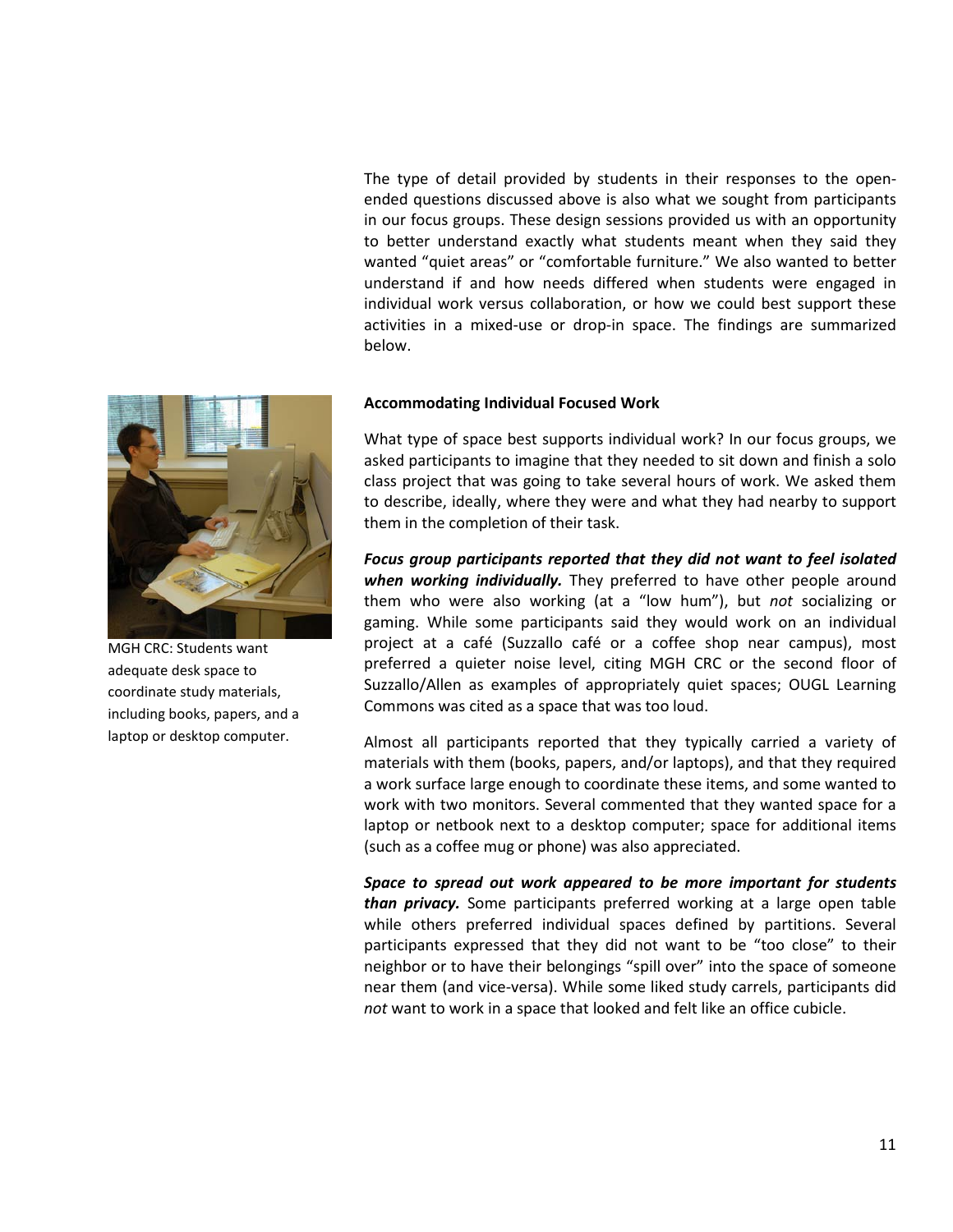The type of detail provided by students in their responses to the open-ended questions discussed above is also what we sought from participants in our focus groups. These design sessions provided us with an opportunity to better understand exactly what students meant when they said they wanted “quiet areas” or “comfortable furniture.” We also wanted to better understand if and how needs differed when students were engaged in individual work versus collaboration, or how we could best support these activities in a mixed-use or drop-in space. The findings are summarized below.

MGH CRC: Students want adequate desk space to coordinate study materials, including books, papers, and a laptop or desktop computer.

**Accommodating Individual Focused Work**

What type of space best supports individual work? In our focus groups, we asked participants to imagine that they needed to sit down and finish a solo class project that was going to take several hours of work. We asked them to describe, ideally, where they were and what they had nearby to support them in the completion of their task.

***Focus group participants reported that they did not want to feel isolated when working individually.*** They preferred to have other people around them who were also working (at a “low hum”), but *not* socializing or gaming. While some participants said they would work on an individual project at a café (Suzzallo café or a coffee shop near campus), most preferred a quieter noise level, citing MGH CRC or the second floor of Suzzallo/Allen as examples of appropriately quiet spaces; OUGL Learning Commons was cited as a space that was too loud.

Almost all participants reported that they typically carried a variety of materials with them (books, papers, and/or laptops), and that they required a work surface large enough to coordinate these items, and some wanted to work with two monitors. Several commented that they wanted space for a laptop or netbook next to a desktop computer; space for additional items (such as a coffee mug or phone) was also appreciated.

***Space to spread out work appeared to be more important for students than privacy.*** Some participants preferred working at a large open table while others preferred individual spaces defined by partitions. Several participants expressed that they did not want to be “too close” to their neighbor or to have their belongings “spill over” into the space of someone near them (and vice-versa). While some liked study carrels, participants did *not* want to work in a space that looked and felt like an office cubicle.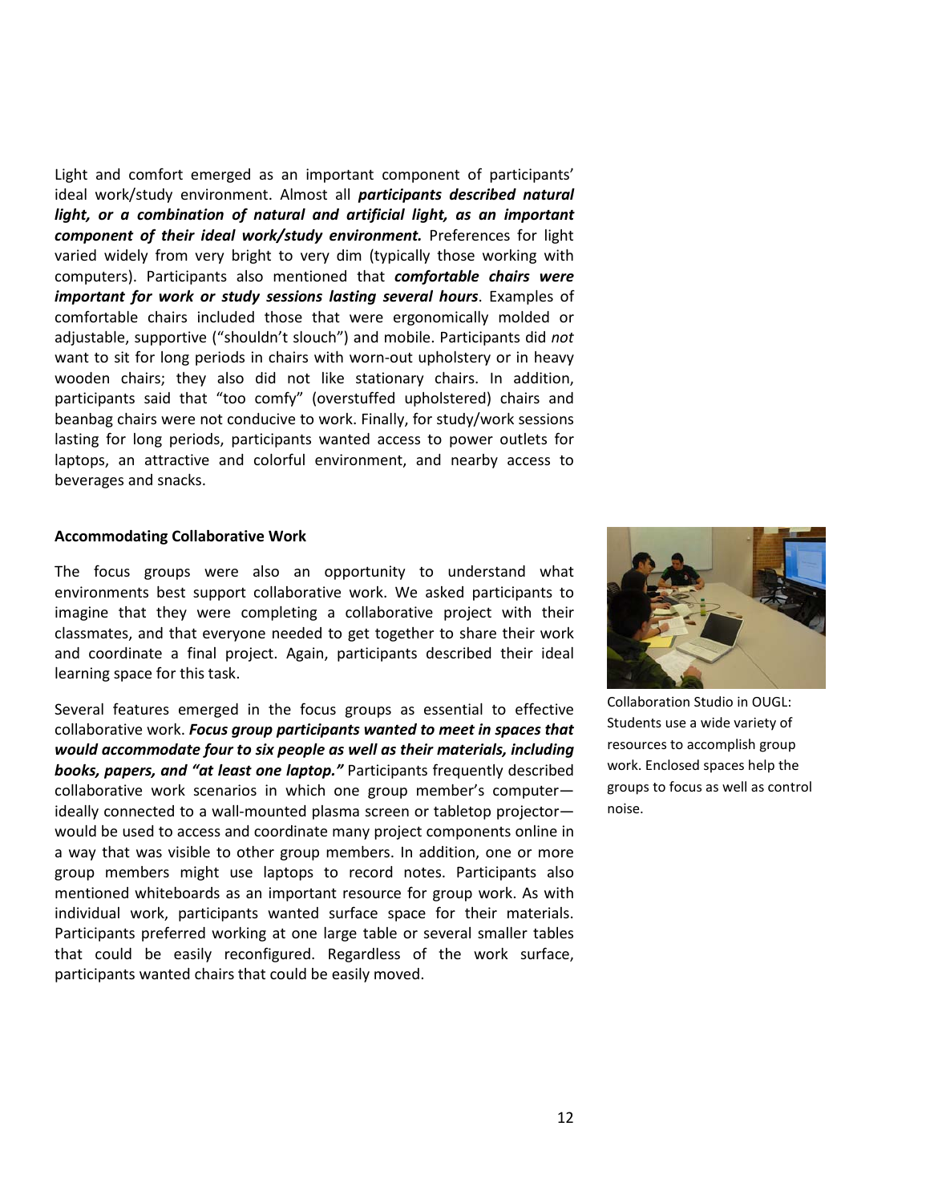Light and comfort emerged as an important component of participants' ideal work/study environment. Almost all ***participants described natural light, or a combination of natural and artificial light, as an important component of their ideal work/study environment.*** Preferences for light varied widely from very bright to very dim (typically those working with computers). Participants also mentioned that ***comfortable chairs were important for work or study sessions lasting several hours***. Examples of comfortable chairs included those that were ergonomically molded or adjustable, supportive ("shouldn't slouch") and mobile. Participants did *not* want to sit for long periods in chairs with worn-out upholstery or in heavy wooden chairs; they also did not like stationary chairs. In addition, participants said that "too comfy" (overstuffed upholstered) chairs and beanbag chairs were not conducive to work. Finally, for study/work sessions lasting for long periods, participants wanted access to power outlets for laptops, an attractive and colorful environment, and nearby access to beverages and snacks.

**Accommodating Collaborative Work**

The focus groups were also an opportunity to understand what environments best support collaborative work. We asked participants to imagine that they were completing a collaborative project with their classmates, and that everyone needed to get together to share their work and coordinate a final project. Again, participants described their ideal learning space for this task.

Several features emerged in the focus groups as essential to effective collaborative work. ***Focus group participants wanted to meet in spaces that would accommodate four to six people as well as their materials, including books, papers, and "at least one laptop."*** Participants frequently described collaborative work scenarios in which one group member's computer—ideally connected to a wall-mounted plasma screen or tabletop projector—would be used to access and coordinate many project components online in a way that was visible to other group members. In addition, one or more group members might use laptops to record notes. Participants also mentioned whiteboards as an important resource for group work. As with individual work, participants wanted surface space for their materials. Participants preferred working at one large table or several smaller tables that could be easily reconfigured. Regardless of the work surface, participants wanted chairs that could be easily moved.

Collaboration Studio in OUGL: Students use a wide variety of resources to accomplish group work. Enclosed spaces help the groups to focus as well as control noise.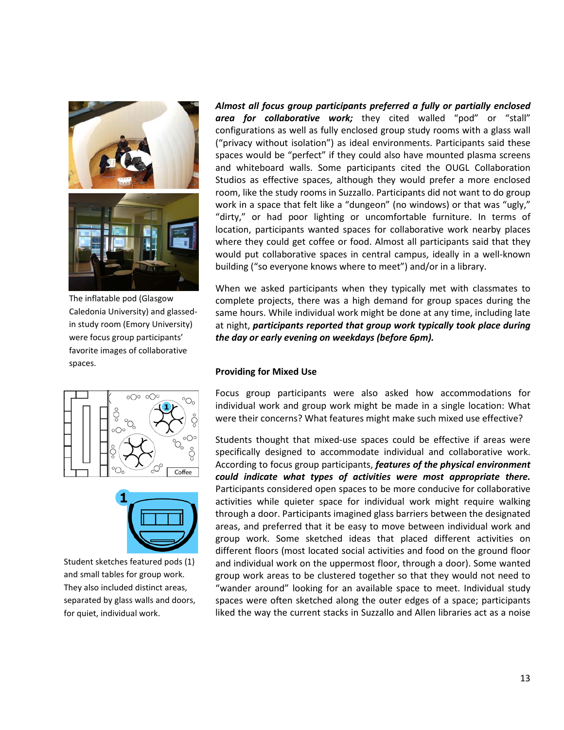***Almost all focus group participants preferred a fully or partially enclosed area for collaborative work;*** they cited walled "pod" or "stall" configurations as well as fully enclosed group study rooms with a glass wall ("privacy without isolation") as ideal environments. Participants said these spaces would be "perfect" if they could also have mounted plasma screens and whiteboard walls. Some participants cited the OUGL Collaboration Studios as effective spaces, although they would prefer a more enclosed room, like the study rooms in Suzzallo. Participants did not want to do group work in a space that felt like a "dungeon" (no windows) or that was "ugly," "dirty," or had poor lighting or uncomfortable furniture. In terms of location, participants wanted spaces for collaborative work nearby places where they could get coffee or food. Almost all participants said that they would put collaborative spaces in central campus, ideally in a well-known building ("so everyone knows where to meet") and/or in a library.

The inflatable pod (Glasgow Caledonia University) and glassed-in study room (Emory University) were focus group participants' favorite images of collaborative spaces.

When we asked participants when they typically met with classmates to complete projects, there was a high demand for group spaces during the same hours. While individual work might be done at any time, including late at night, ***participants reported that group work typically took place during the day or early evening on weekdays (before 6pm).***

**Providing for Mixed Use**

Focus group participants were also asked how accommodations for individual work and group work might be made in a single location: What were their concerns? What features might make such mixed use effective?

Students thought that mixed-use spaces could be effective if areas were specifically designed to accommodate individual and collaborative work. According to focus group participants, ***features of the physical environment could indicate what types of activities were most appropriate there.*** Participants considered open spaces to be more conducive for collaborative activities while quieter space for individual work might require walking through a door. Participants imagined glass barriers between the designated areas, and preferred that it be easy to move between individual work and group work. Some sketched ideas that placed different activities on different floors (most located social activities and food on the ground floor and individual work on the uppermost floor, through a door). Some wanted group work areas to be clustered together so that they would not need to "wander around" looking for an available space to meet. Individual study spaces were often sketched along the outer edges of a space; participants liked the way the current stacks in Suzzallo and Allen libraries act as a noise

Student sketches featured pods (1) and small tables for group work. They also included distinct areas, separated by glass walls and doors, for quiet, individual work.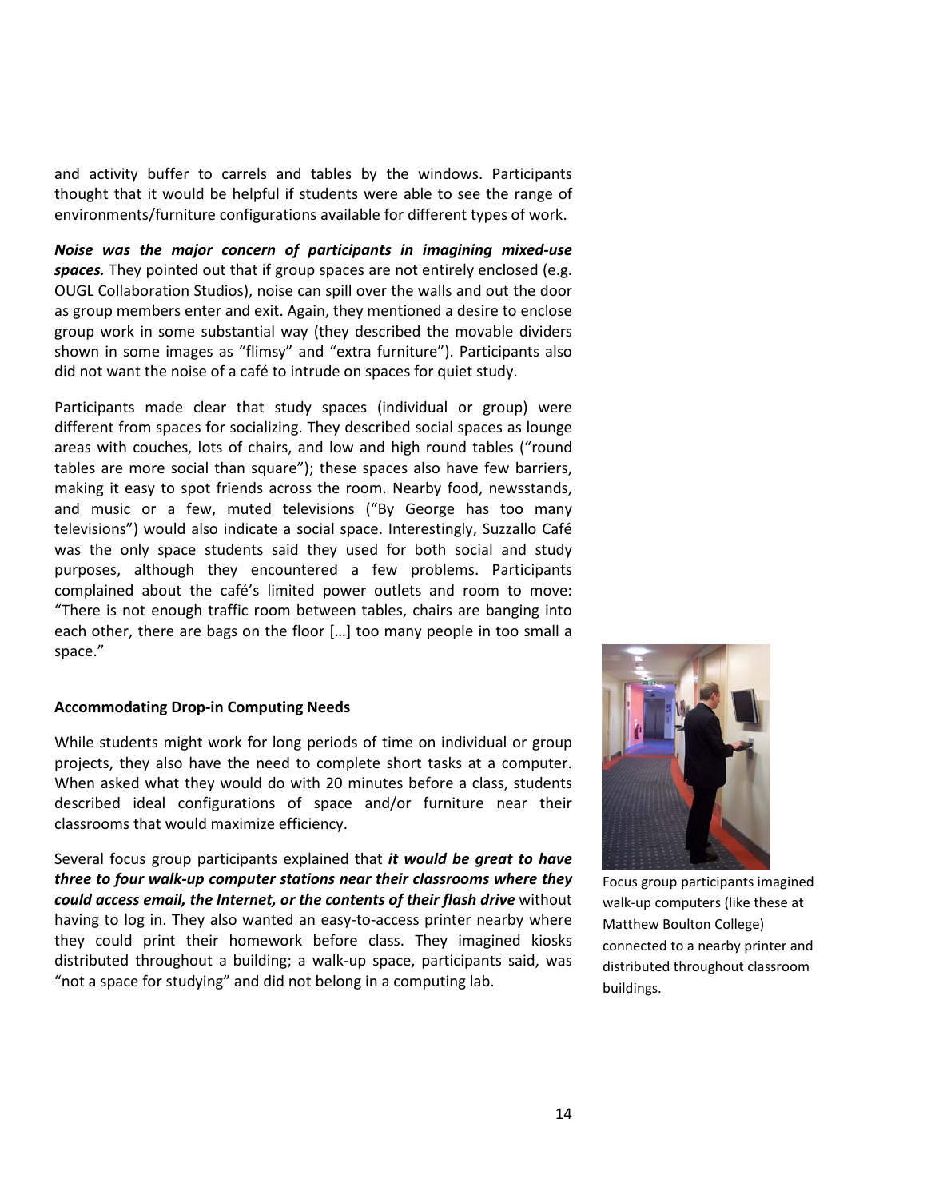and activity buffer to carrels and tables by the windows. Participants thought that it would be helpful if students were able to see the range of environments/furniture configurations available for different types of work.

***Noise was the major concern of participants in imagining mixed-use spaces.*** They pointed out that if group spaces are not entirely enclosed (e.g. OUGL Collaboration Studios), noise can spill over the walls and out the door as group members enter and exit. Again, they mentioned a desire to enclose group work in some substantial way (they described the movable dividers shown in some images as "flimsy" and "extra furniture"). Participants also did not want the noise of a café to intrude on spaces for quiet study.

Participants made clear that study spaces (individual or group) were different from spaces for socializing. They described social spaces as lounge areas with couches, lots of chairs, and low and high round tables ("round tables are more social than square"); these spaces also have few barriers, making it easy to spot friends across the room. Nearby food, newsstands, and music or a few, muted televisions ("By George has too many televisions") would also indicate a social space. Interestingly, Suzzallo Café was the only space students said they used for both social and study purposes, although they encountered a few problems. Participants complained about the café's limited power outlets and room to move: "There is not enough traffic room between tables, chairs are banging into each other, there are bags on the floor […] too many people in too small a space."

**Accommodating Drop-in Computing Needs**

While students might work for long periods of time on individual or group projects, they also have the need to complete short tasks at a computer. When asked what they would do with 20 minutes before a class, students described ideal configurations of space and/or furniture near their classrooms that would maximize efficiency.

Several focus group participants explained that ***it would be great to have three to four walk-up computer stations near their classrooms where they could access email, the Internet, or the contents of their flash drive*** without having to log in. They also wanted an easy-to-access printer nearby where they could print their homework before class. They imagined kiosks distributed throughout a building; a walk-up space, participants said, was "not a space for studying" and did not belong in a computing lab.

Focus group participants imagined walk-up computers (like these at Matthew Boulton College) connected to a nearby printer and distributed throughout classroom buildings.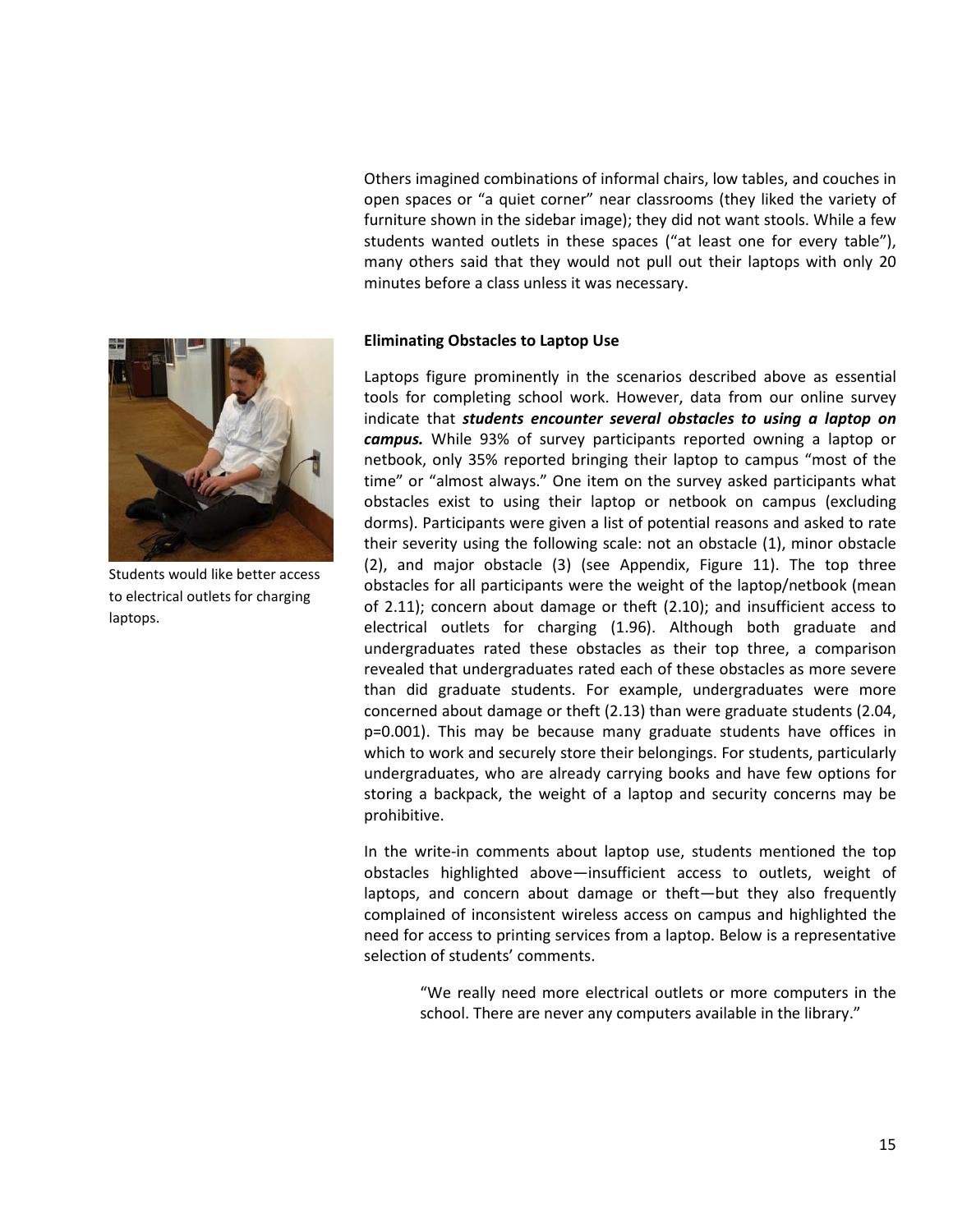Others imagined combinations of informal chairs, low tables, and couches in open spaces or "a quiet corner" near classrooms (they liked the variety of furniture shown in the sidebar image); they did not want stools. While a few students wanted outlets in these spaces ("at least one for every table"), many others said that they would not pull out their laptops with only 20 minutes before a class unless it was necessary.

Students would like better access to electrical outlets for charging laptops.

**Eliminating Obstacles to Laptop Use**

Laptops figure prominently in the scenarios described above as essential tools for completing school work. However, data from our online survey indicate that ***students encounter several obstacles to using a laptop on campus.*** While 93% of survey participants reported owning a laptop or netbook, only 35% reported bringing their laptop to campus "most of the time" or "almost always." One item on the survey asked participants what obstacles exist to using their laptop or netbook on campus (excluding dorms). Participants were given a list of potential reasons and asked to rate their severity using the following scale: not an obstacle (1), minor obstacle (2), and major obstacle (3) (see Appendix, Figure 11). The top three obstacles for all participants were the weight of the laptop/netbook (mean of 2.11); concern about damage or theft (2.10); and insufficient access to electrical outlets for charging (1.96). Although both graduate and undergraduates rated these obstacles as their top three, a comparison revealed that undergraduates rated each of these obstacles as more severe than did graduate students. For example, undergraduates were more concerned about damage or theft (2.13) than were graduate students (2.04, $p=0.001$). This may be because many graduate students have offices in which to work and securely store their belongings. For students, particularly undergraduates, who are already carrying books and have few options for storing a backpack, the weight of a laptop and security concerns may be prohibitive.

In the write-in comments about laptop use, students mentioned the top obstacles highlighted above—insufficient access to outlets, weight of laptops, and concern about damage or theft—but they also frequently complained of inconsistent wireless access on campus and highlighted the need for access to printing services from a laptop. Below is a representative selection of students' comments.

> "We really need more electrical outlets or more computers in the school. There are never any computers available in the library."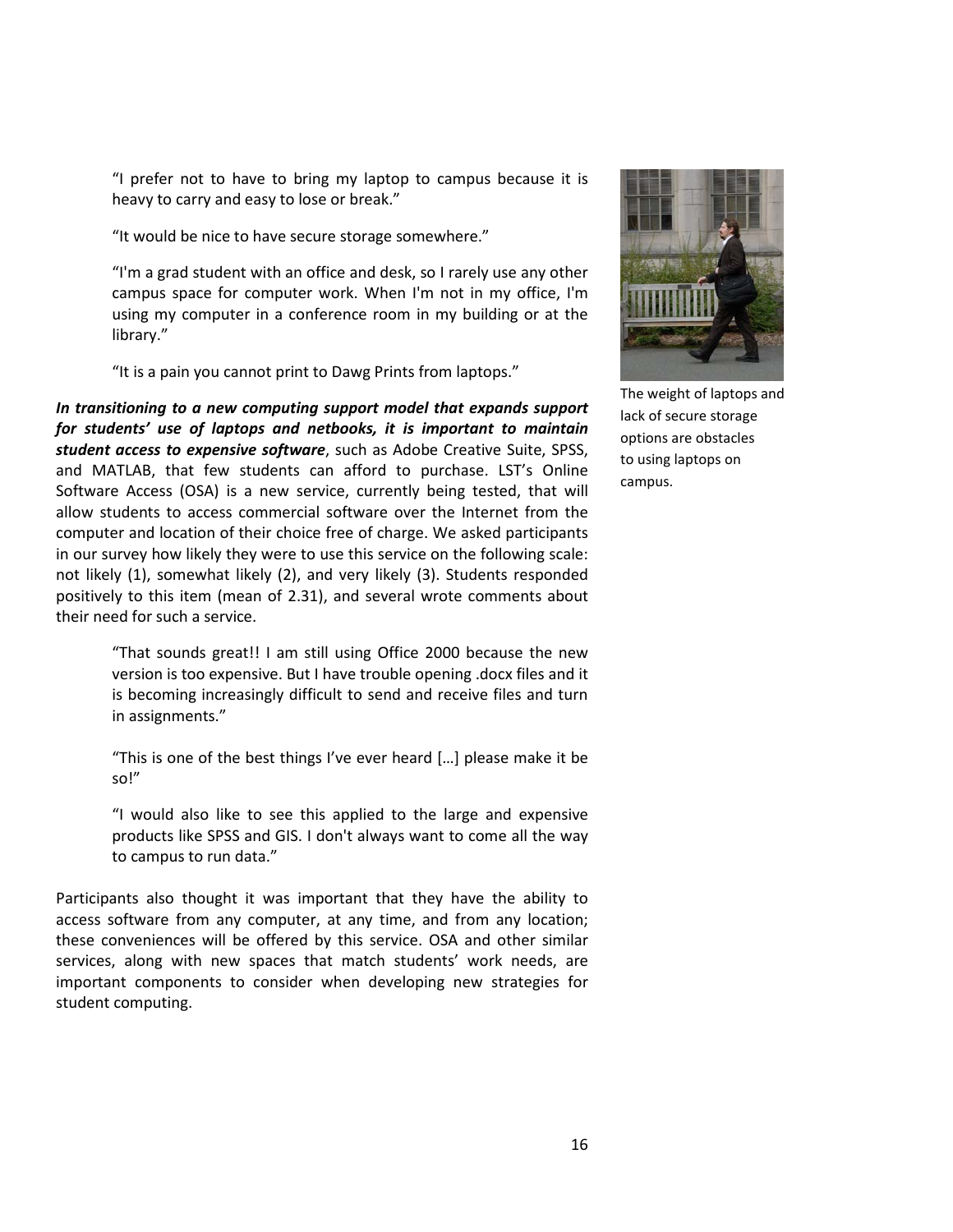> "I prefer not to have to bring my laptop to campus because it is heavy to carry and easy to lose or break."
>
> "It would be nice to have secure storage somewhere."
>
> "I'm a grad student with an office and desk, so I rarely use any other campus space for computer work. When I'm not in my office, I'm using my computer in a conference room in my building or at the library."
>
> "It is a pain you cannot print to Dawg Prints from laptops."

The weight of laptops and lack of secure storage options are obstacles to using laptops on campus.

***In transitioning to a new computing support model that expands support for students' use of laptops and netbooks, it is important to maintain student access to expensive software***, such as Adobe Creative Suite, SPSS, and MATLAB, that few students can afford to purchase. LST's Online Software Access (OSA) is a new service, currently being tested, that will allow students to access commercial software over the Internet from the computer and location of their choice free of charge. We asked participants in our survey how likely they were to use this service on the following scale: not likely (1), somewhat likely (2), and very likely (3). Students responded positively to this item (mean of 2.31), and several wrote comments about their need for such a service.

> "That sounds great!! I am still using Office 2000 because the new version is too expensive. But I have trouble opening .docx files and it is becoming increasingly difficult to send and receive files and turn in assignments."
>
> "This is one of the best things I've ever heard […] please make it be so!"
>
> "I would also like to see this applied to the large and expensive products like SPSS and GIS. I don't always want to come all the way to campus to run data."

Participants also thought it was important that they have the ability to access software from any computer, at any time, and from any location; these conveniences will be offered by this service. OSA and other similar services, along with new spaces that match students' work needs, are important components to consider when developing new strategies for student computing.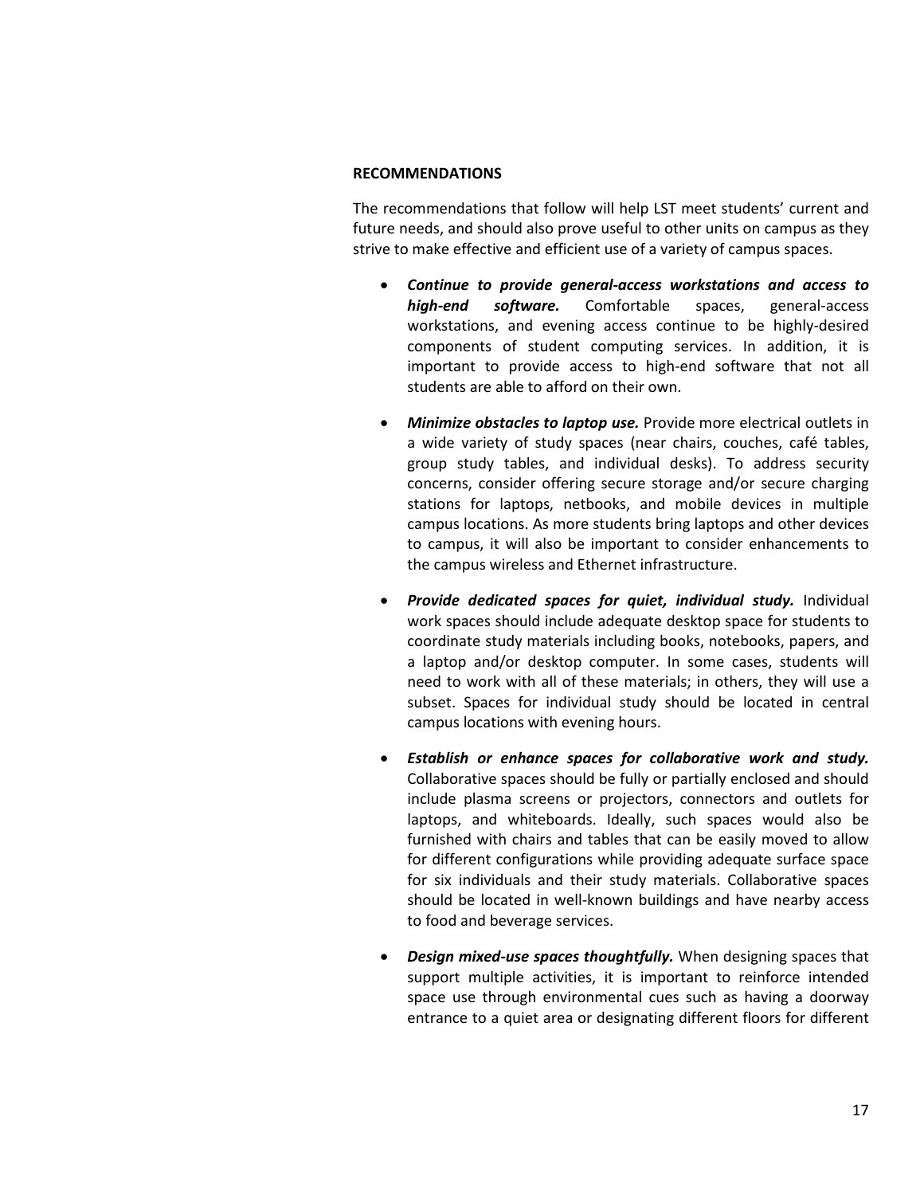## RECOMMENDATIONS

The recommendations that follow will help LST meet students' current and future needs, and should also prove useful to other units on campus as they strive to make effective and efficient use of a variety of campus spaces.

- ***Continue to provide general-access workstations and access to high-end software.*** Comfortable spaces, general-access workstations, and evening access continue to be highly-desired components of student computing services. In addition, it is important to provide access to high-end software that not all students are able to afford on their own.

- ***Minimize obstacles to laptop use.*** Provide more electrical outlets in a wide variety of study spaces (near chairs, couches, café tables, group study tables, and individual desks). To address security concerns, consider offering secure storage and/or secure charging stations for laptops, netbooks, and mobile devices in multiple campus locations. As more students bring laptops and other devices to campus, it will also be important to consider enhancements to the campus wireless and Ethernet infrastructure.

- ***Provide dedicated spaces for quiet, individual study.*** Individual work spaces should include adequate desktop space for students to coordinate study materials including books, notebooks, papers, and a laptop and/or desktop computer. In some cases, students will need to work with all of these materials; in others, they will use a subset. Spaces for individual study should be located in central campus locations with evening hours.

- ***Establish or enhance spaces for collaborative work and study.*** Collaborative spaces should be fully or partially enclosed and should include plasma screens or projectors, connectors and outlets for laptops, and whiteboards. Ideally, such spaces would also be furnished with chairs and tables that can be easily moved to allow for different configurations while providing adequate surface space for six individuals and their study materials. Collaborative spaces should be located in well-known buildings and have nearby access to food and beverage services.

- ***Design mixed-use spaces thoughtfully.*** When designing spaces that support multiple activities, it is important to reinforce intended space use through environmental cues such as having a doorway entrance to a quiet area or designating different floors for different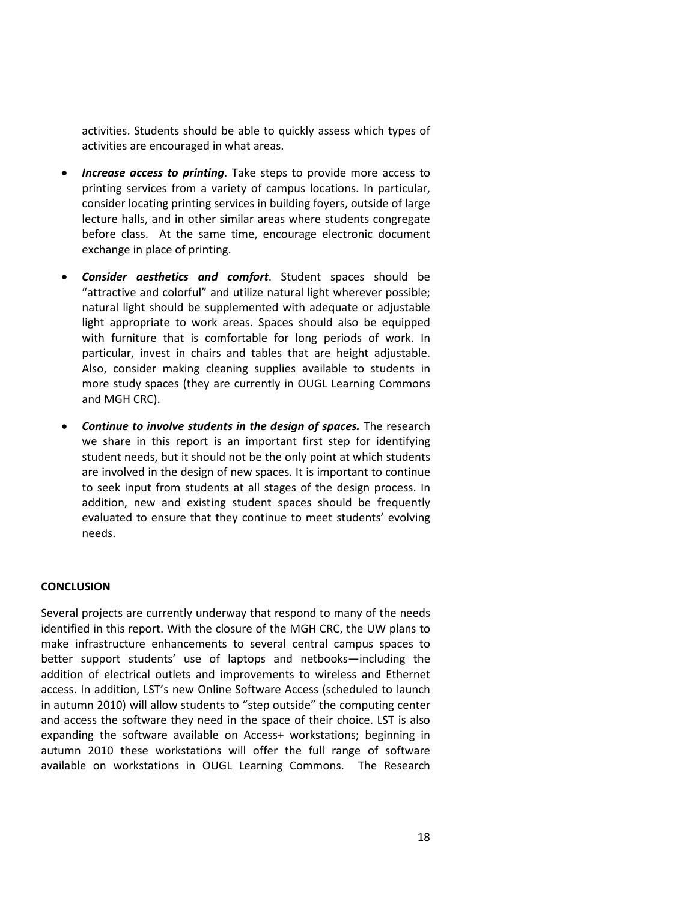activities. Students should be able to quickly assess which types of activities are encouraged in what areas.

- ***Increase access to printing***. Take steps to provide more access to printing services from a variety of campus locations. In particular, consider locating printing services in building foyers, outside of large lecture halls, and in other similar areas where students congregate before class. At the same time, encourage electronic document exchange in place of printing.

- ***Consider aesthetics and comfort***. Student spaces should be "attractive and colorful" and utilize natural light wherever possible; natural light should be supplemented with adequate or adjustable light appropriate to work areas. Spaces should also be equipped with furniture that is comfortable for long periods of work. In particular, invest in chairs and tables that are height adjustable. Also, consider making cleaning supplies available to students in more study spaces (they are currently in OUGL Learning Commons and MGH CRC).

- ***Continue to involve students in the design of spaces.*** The research we share in this report is an important first step for identifying student needs, but it should not be the only point at which students are involved in the design of new spaces. It is important to continue to seek input from students at all stages of the design process. In addition, new and existing student spaces should be frequently evaluated to ensure that they continue to meet students' evolving needs.

**CONCLUSION**

Several projects are currently underway that respond to many of the needs identified in this report. With the closure of the MGH CRC, the UW plans to make infrastructure enhancements to several central campus spaces to better support students' use of laptops and netbooks—including the addition of electrical outlets and improvements to wireless and Ethernet access. In addition, LST's new Online Software Access (scheduled to launch in autumn 2010) will allow students to "step outside" the computing center and access the software they need in the space of their choice. LST is also expanding the software available on Access+ workstations; beginning in autumn 2010 these workstations will offer the full range of software available on workstations in OUGL Learning Commons. The Research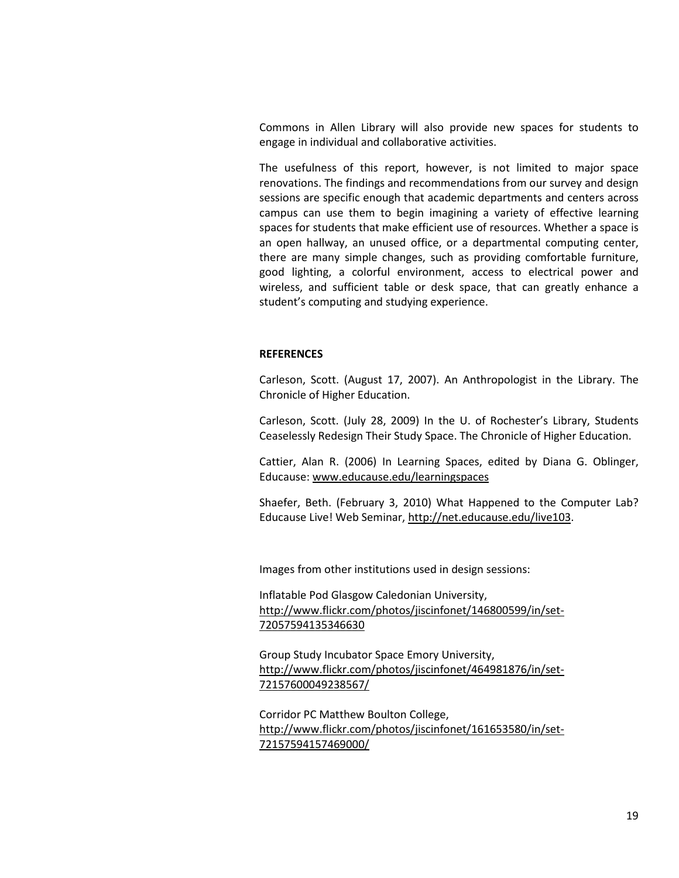Commons in Allen Library will also provide new spaces for students to engage in individual and collaborative activities.

The usefulness of this report, however, is not limited to major space renovations. The findings and recommendations from our survey and design sessions are specific enough that academic departments and centers across campus can use them to begin imagining a variety of effective learning spaces for students that make efficient use of resources. Whether a space is an open hallway, an unused office, or a departmental computing center, there are many simple changes, such as providing comfortable furniture, good lighting, a colorful environment, access to electrical power and wireless, and sufficient table or desk space, that can greatly enhance a student's computing and studying experience.

**REFERENCES**

Carleson, Scott. (August 17, 2007). An Anthropologist in the Library. The Chronicle of Higher Education.

Carleson, Scott. (July 28, 2009) In the U. of Rochester's Library, Students Ceaselessly Redesign Their Study Space. The Chronicle of Higher Education.

Cattier, Alan R. (2006) In Learning Spaces, edited by Diana G. Oblinger, Educause: www.educause.edu/learningspaces

Shaefer, Beth. (February 3, 2010) What Happened to the Computer Lab? Educause Live! Web Seminar, http://net.educause.edu/live103.

Images from other institutions used in design sessions:

Inflatable Pod Glasgow Caledonian University, http://www.flickr.com/photos/jiscinfonet/146800599/in/set-72057594135346630

Group Study Incubator Space Emory University, http://www.flickr.com/photos/jiscinfonet/464981876/in/set-72157600049238567/

Corridor PC Matthew Boulton College, http://www.flickr.com/photos/jiscinfonet/161653580/in/set-72157594157469000/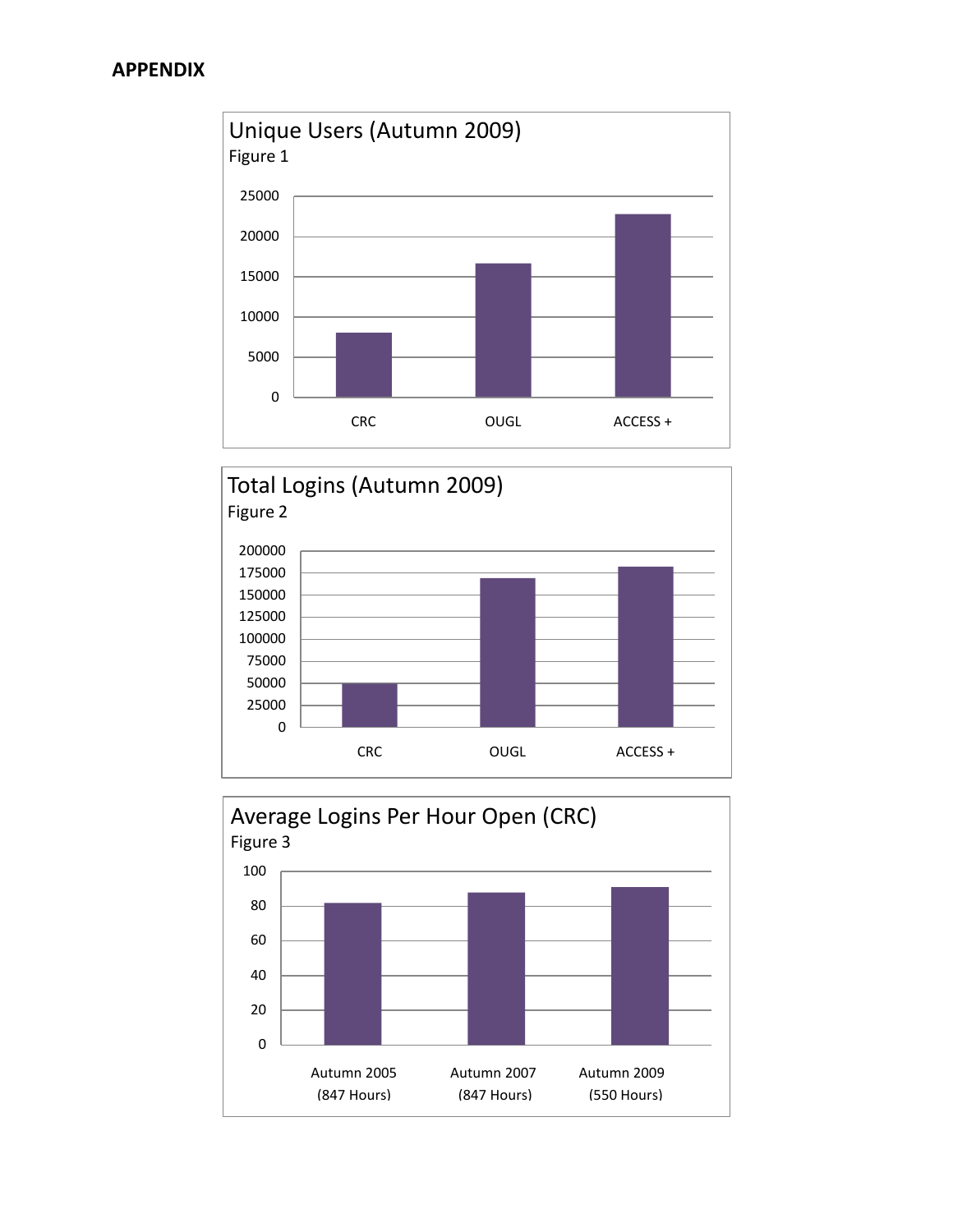## APPENDIX

Unique Users (Autumn 2009)

Figure 1

Total Logins (Autumn 2009)

Figure 2

Average Logins Per Hour Open (CRC)

Figure 3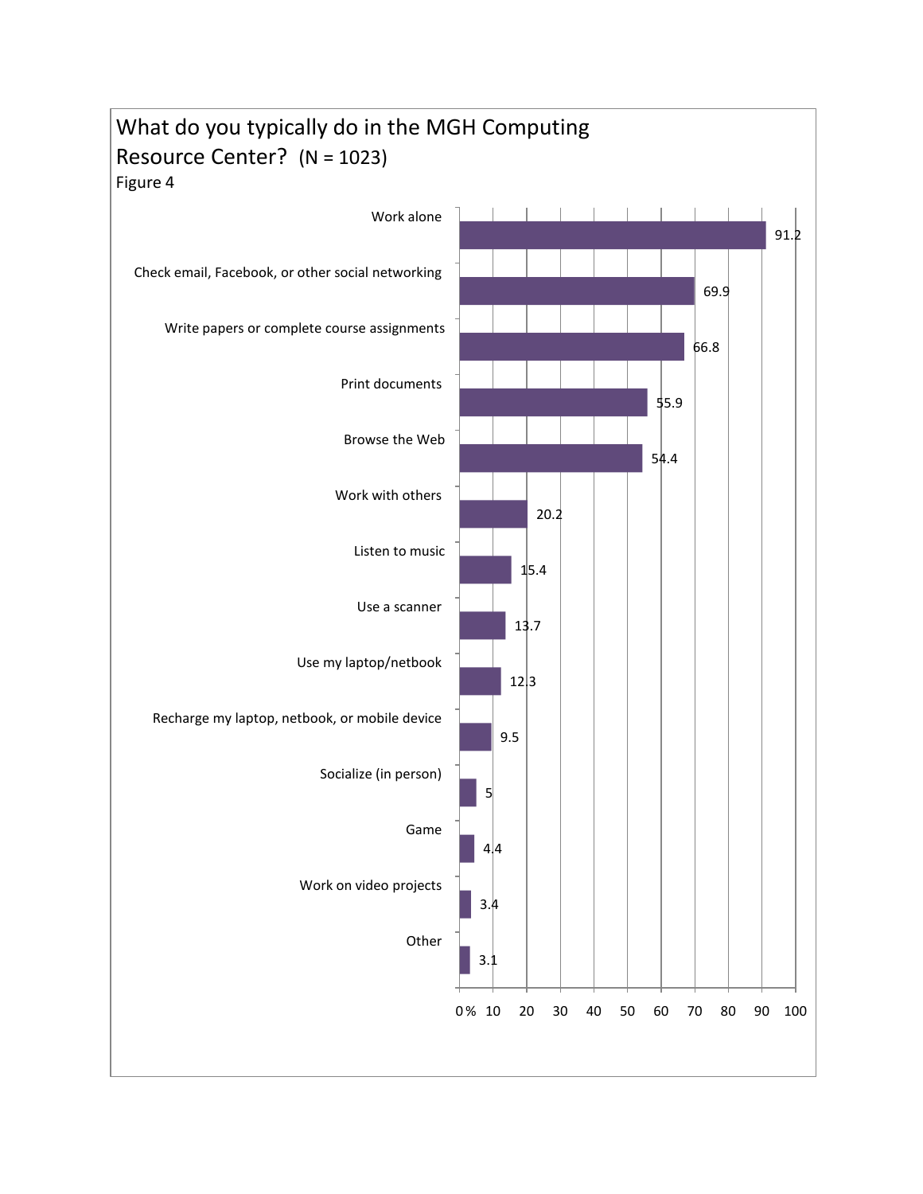## What do you typically do in the MGH Computing Resource Center? (N = 1023)

Figure 4

| Activity | % |
|---|---|
| Work alone | 91.2 |
| Check email, Facebook, or other social networking | 69.9 |
| Write papers or complete course assignments | 66.8 |
| Print documents | 55.9 |
| Browse the Web | 54.4 |
| Work with others | 20.2 |
| Listen to music | 15.4 |
| Use a scanner | 13.7 |
| Use my laptop/netbook | 12.3 |
| Recharge my laptop, netbook, or mobile device | 9.5 |
| Socialize (in person) | 5 |
| Game | 4.4 |
| Work on video projects | 3.4 |
| Other | 3.1 |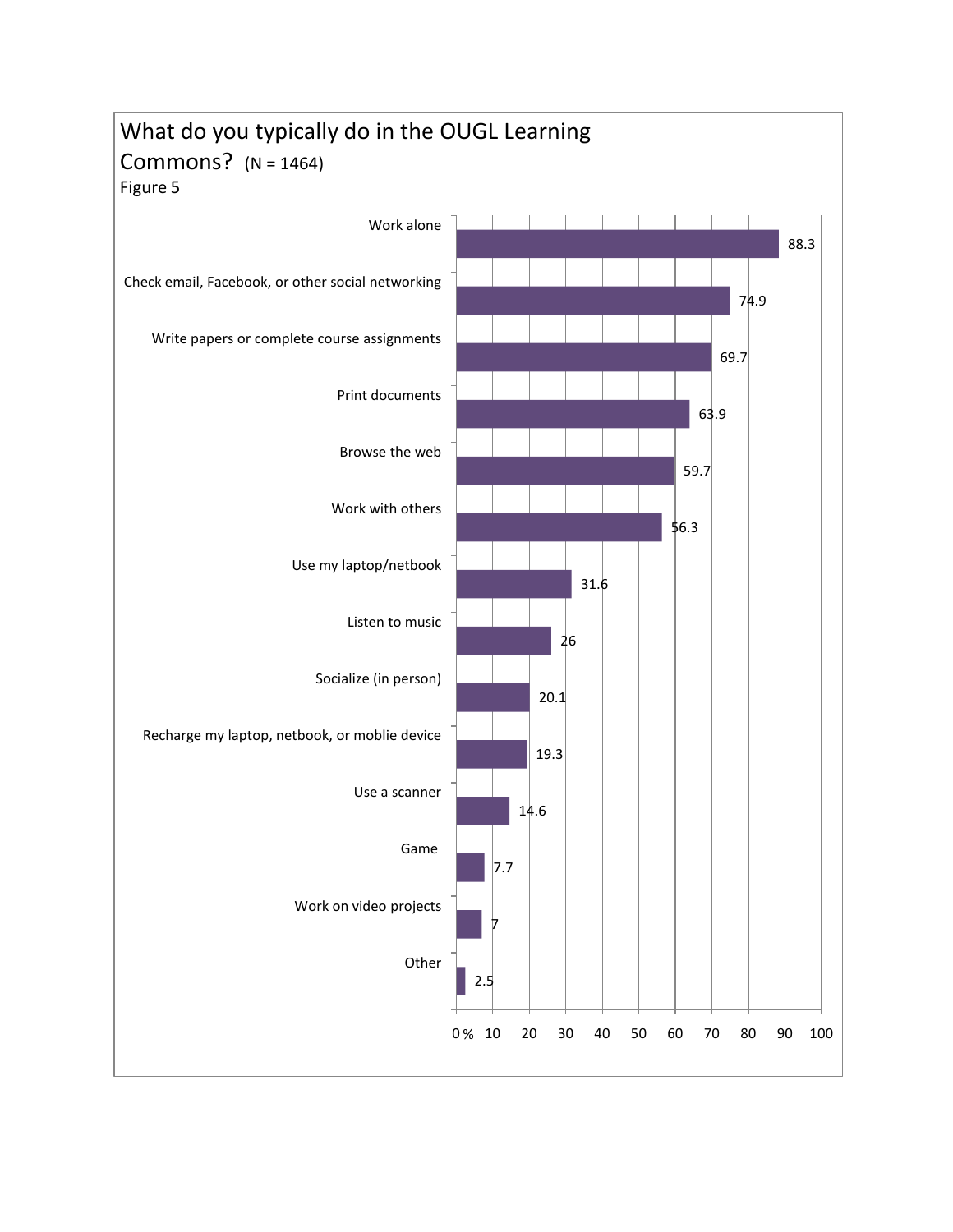What do you typically do in the OUGL Learning Commons? (N = 1464)

Figure 5

| Activity | % |
|---|---|
| Work alone | 88.3 |
| Check email, Facebook, or other social networking | 74.9 |
| Write papers or complete course assignments | 69.7 |
| Print documents | 63.9 |
| Browse the web | 59.7 |
| Work with others | 56.3 |
| Use my laptop/netbook | 31.6 |
| Listen to music | 26 |
| Socialize (in person) | 20.1 |
| Recharge my laptop, netbook, or moblie device | 19.3 |
| Use a scanner | 14.6 |
| Game | 7.7 |
| Work on video projects | 7 |
| Other | 2.5 |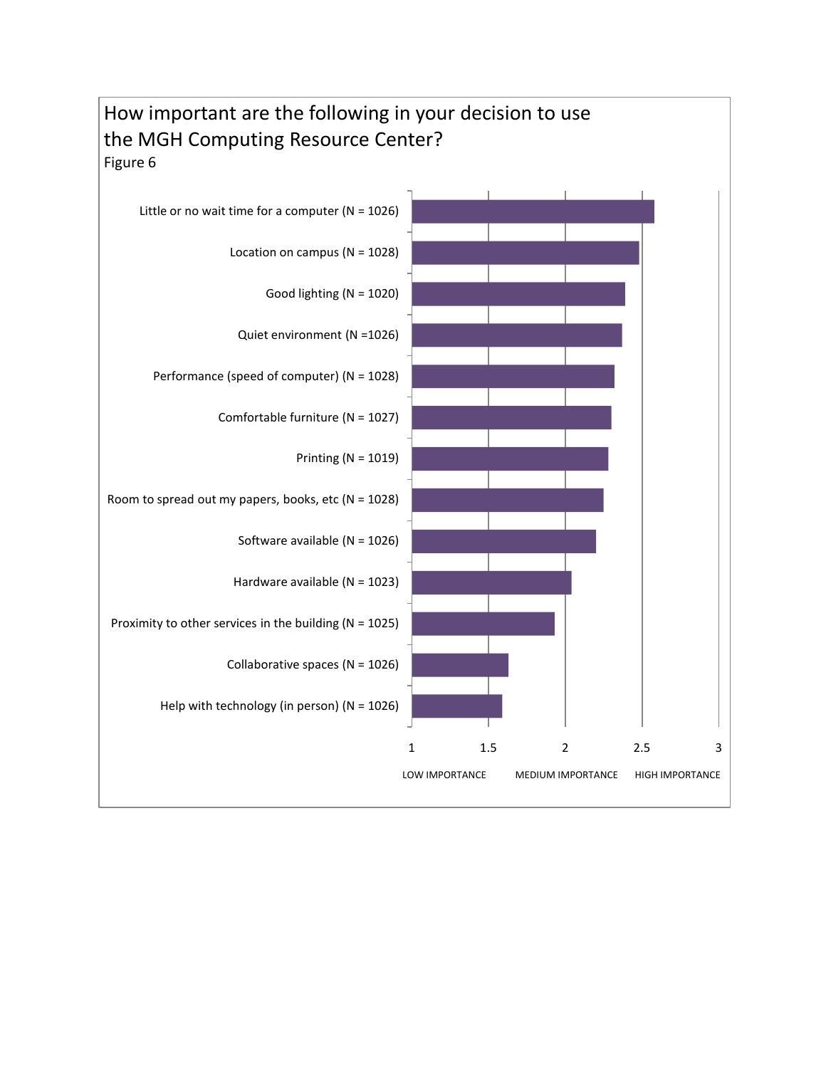How important are the following in your decision to use the MGH Computing Resource Center?

Figure 6

| Item | N |
|---|---|
| Little or no wait time for a computer | 1026 |
| Location on campus | 1028 |
| Good lighting | 1020 |
| Quiet environment | 1026 |
| Performance (speed of computer) | 1028 |
| Comfortable furniture | 1027 |
| Printing | 1019 |
| Room to spread out my papers, books, etc | 1028 |
| Software available | 1026 |
| Hardware available | 1023 |
| Proximity to other services in the building | 1025 |
| Collaborative spaces | 1026 |
| Help with technology (in person) | 1026 |

Scale: 1 — LOW IMPORTANCE; 2 — MEDIUM IMPORTANCE; 3 — HIGH IMPORTANCE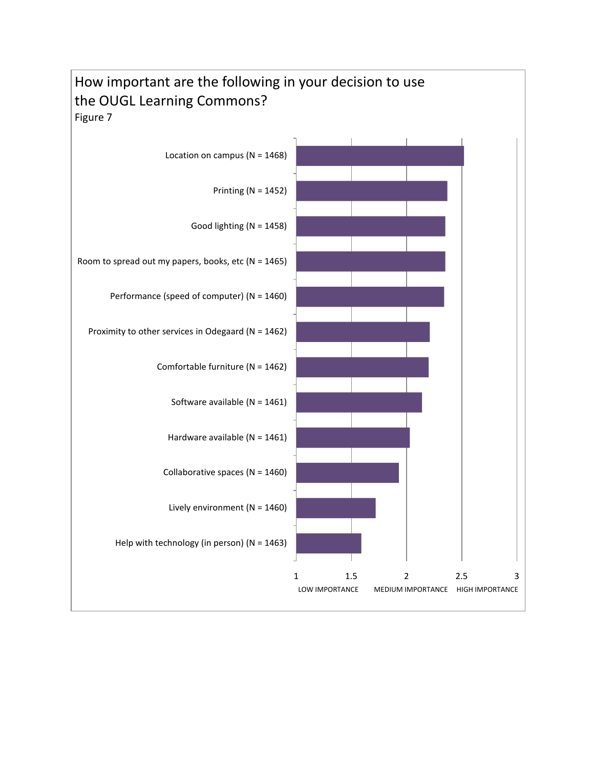How important are the following in your decision to use the OUGL Learning Commons?

Figure 7

| Item | Mean importance (approx.) |
|---|---|
| Location on campus (N = 1468) | 2.52 |
| Printing (N = 1452) | 2.37 |
| Good lighting (N = 1458) | 2.35 |
| Room to spread out my papers, books, etc (N = 1465) | 2.35 |
| Performance (speed of computer) (N = 1460) | 2.34 |
| Proximity to other services in Odegaard (N = 1462) | 2.21 |
| Comfortable furniture (N = 1462) | 2.20 |
| Software available (N = 1461) | 2.14 |
| Hardware available (N = 1461) | 2.03 |
| Collaborative spaces (N = 1460) | 1.93 |
| Lively environment (N = 1460) | 1.72 |
| Help with technology (in person) (N = 1463) | 1.59 |

Scale: 1 = LOW IMPORTANCE, 2 = MEDIUM IMPORTANCE, 3 = HIGH IMPORTANCE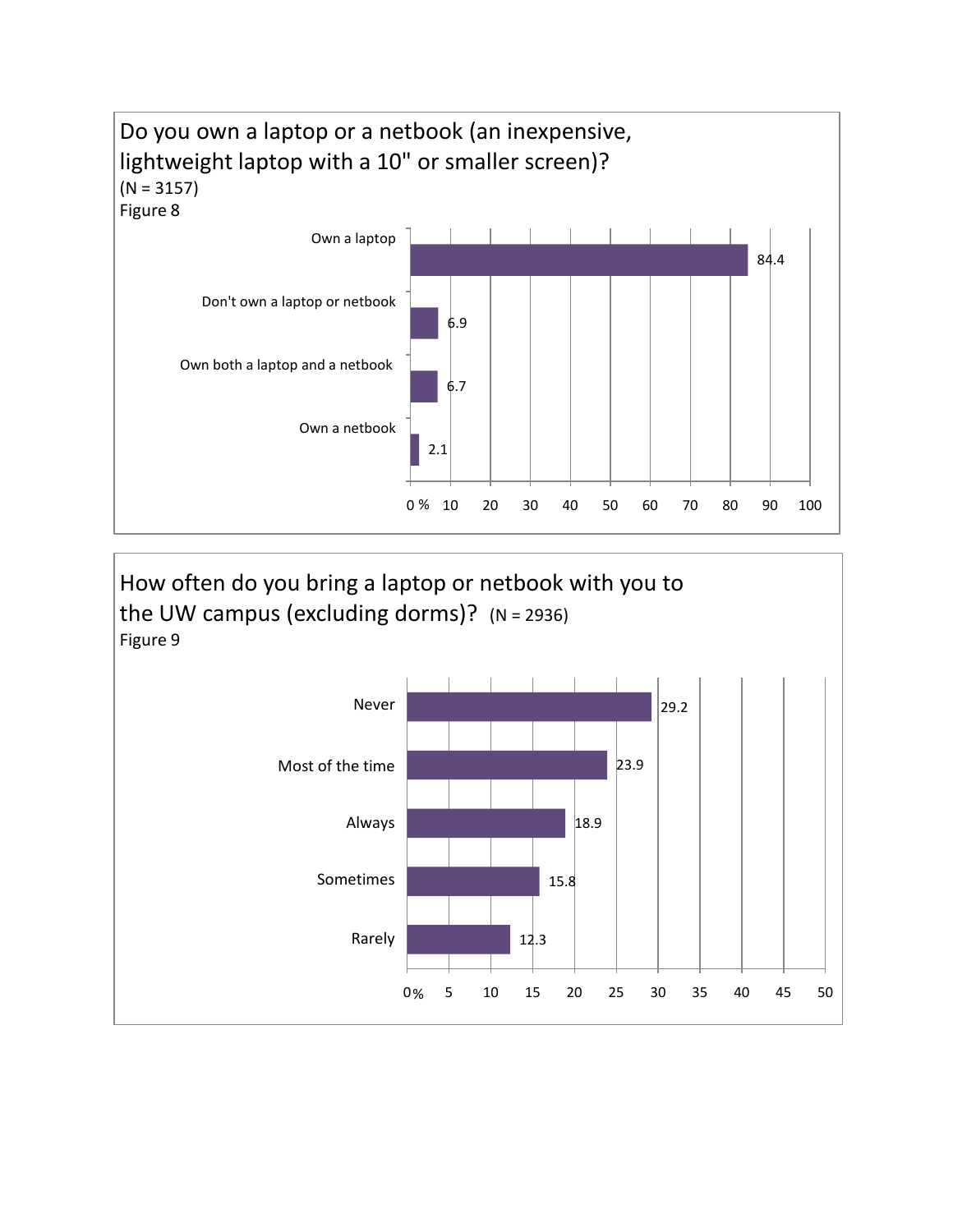Do you own a laptop or a netbook (an inexpensive, lightweight laptop with a 10" or smaller screen)?
(N = 3157)
Figure 8

| Response | % |
|---|---|
| Own a laptop | 84.4 |
| Don't own a laptop or netbook | 6.9 |
| Own both a laptop and a netbook | 6.7 |
| Own a netbook | 2.1 |

How often do you bring a laptop or netbook with you to the UW campus (excluding dorms)? (N = 2936)
Figure 9

| Response | % |
|---|---|
| Never | 29.2 |
| Most of the time | 23.9 |
| Always | 18.9 |
| Sometimes | 15.8 |
| Rarely | 12.3 |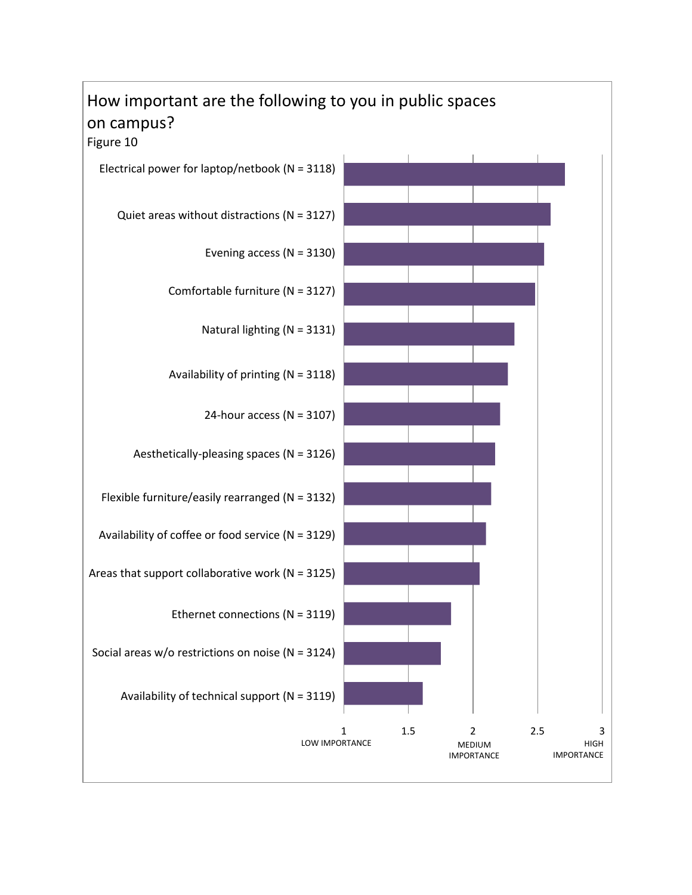## How important are the following to you in public spaces on campus?

Figure 10

| Item | Importance (approx.) |
|---|---|
| Electrical power for laptop/netbook (N = 3118) | 2.71 |
| Quiet areas without distractions (N = 3127) | 2.60 |
| Evening access (N = 3130) | 2.55 |
| Comfortable furniture (N = 3127) | 2.48 |
| Natural lighting (N = 3131) | 2.32 |
| Availability of printing (N = 3118) | 2.27 |
| 24-hour access (N = 3107) | 2.21 |
| Aesthetically-pleasing spaces (N = 3126) | 2.17 |
| Flexible furniture/easily rearranged (N = 3132) | 2.14 |
| Availability of coffee or food service (N = 3129) | 2.10 |
| Areas that support collaborative work (N = 3125) | 2.05 |
| Ethernet connections (N = 3119) | 1.83 |
| Social areas w/o restrictions on noise (N = 3124) | 1.75 |
| Availability of technical support (N = 3119) | 1.61 |

Scale: 1 LOW IMPORTANCE, 1.5, 2 MEDIUM IMPORTANCE, 2.5, 3 HIGH IMPORTANCE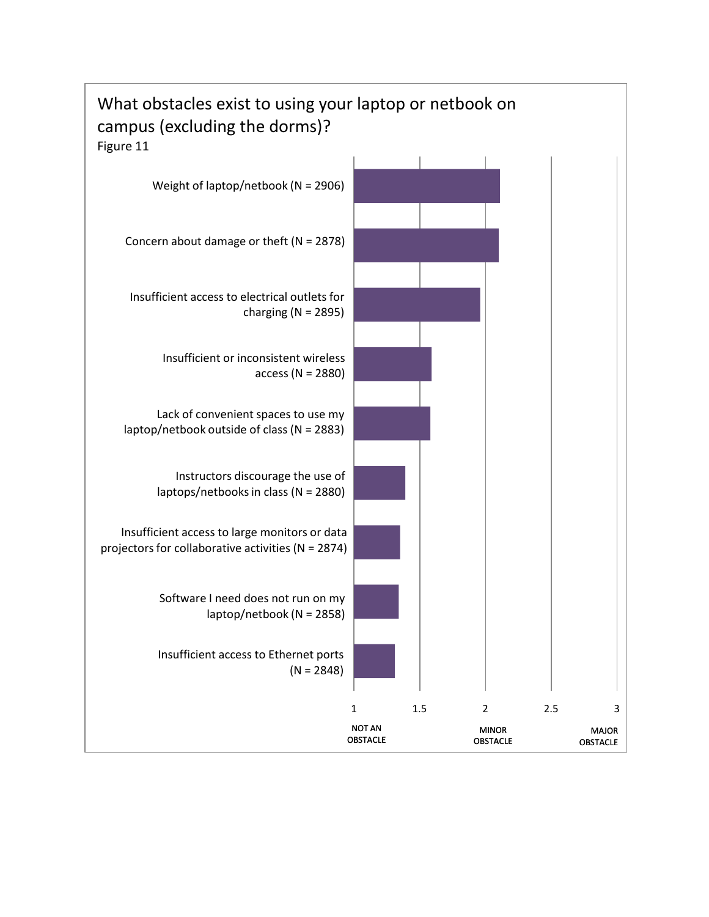What obstacles exist to using your laptop or netbook on campus (excluding the dorms)?

Figure 11

Weight of laptop/netbook (N = 2906)

Concern about damage or theft (N = 2878)

Insufficient access to electrical outlets for charging (N = 2895)

Insufficient or inconsistent wireless access (N = 2880)

Lack of convenient spaces to use my laptop/netbook outside of class (N = 2883)

Instructors discourage the use of laptops/netbooks in class (N = 2880)

Insufficient access to large monitors or data projectors for collaborative activities (N = 2874)

Software I need does not run on my laptop/netbook (N = 2858)

Insufficient access to Ethernet ports (N = 2848)

1 1.5 2 2.5 3

NOT AN OBSTACLE

MINOR OBSTACLE

MAJOR OBSTACLE